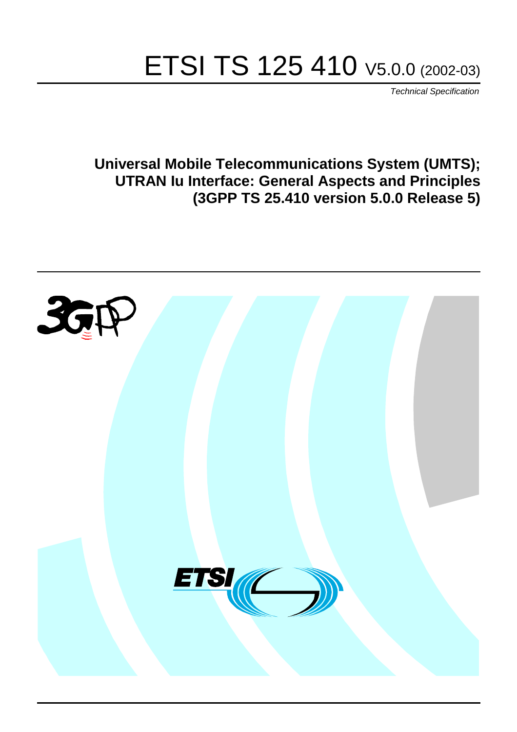# ETSI TS 125 410 V5.0.0 (2002-03)

*Technical Specification*

**Universal Mobile Telecommunications System (UMTS);
UTRAN Iu Interface: General Aspects and Principles
(3GPP TS 25.410 version 5.0.0 Release 5)**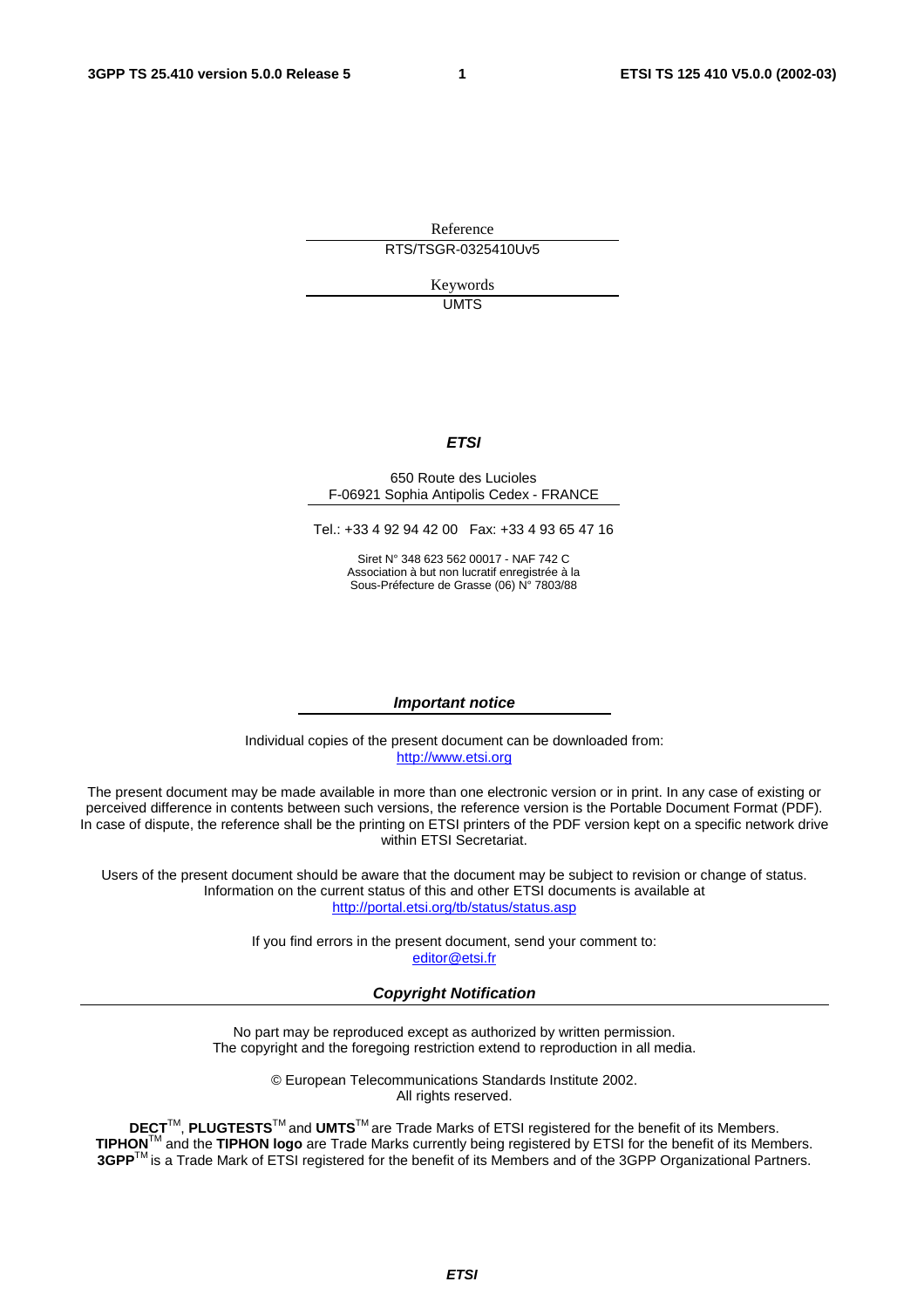Reference

RTS/TSGR-0325410Uv5

Keywords

UMTS

***ETSI***

650 Route des Lucioles
F-06921 Sophia Antipolis Cedex - FRANCE

Tel.: +33 4 92 94 42 00   Fax: +33 4 93 65 47 16

Siret N° 348 623 562 00017 - NAF 742 C
Association à but non lucratif enregistrée à la
Sous-Préfecture de Grasse (06) N° 7803/88

***Important notice***

Individual copies of the present document can be downloaded from:
http://www.etsi.org

The present document may be made available in more than one electronic version or in print. In any case of existing or perceived difference in contents between such versions, the reference version is the Portable Document Format (PDF). In case of dispute, the reference shall be the printing on ETSI printers of the PDF version kept on a specific network drive within ETSI Secretariat.

Users of the present document should be aware that the document may be subject to revision or change of status. Information on the current status of this and other ETSI documents is available at
http://portal.etsi.org/tb/status/status.asp

If you find errors in the present document, send your comment to:
editor@etsi.fr

***Copyright Notification***

No part may be reproduced except as authorized by written permission.
The copyright and the foregoing restriction extend to reproduction in all media.

© European Telecommunications Standards Institute 2002.
All rights reserved.

**DECT**™, **PLUGTESTS**™ and **UMTS**™ are Trade Marks of ETSI registered for the benefit of its Members.
**TIPHON**™ and the **TIPHON logo** are Trade Marks currently being registered by ETSI for the benefit of its Members.
**3GPP**™ is a Trade Mark of ETSI registered for the benefit of its Members and of the 3GPP Organizational Partners.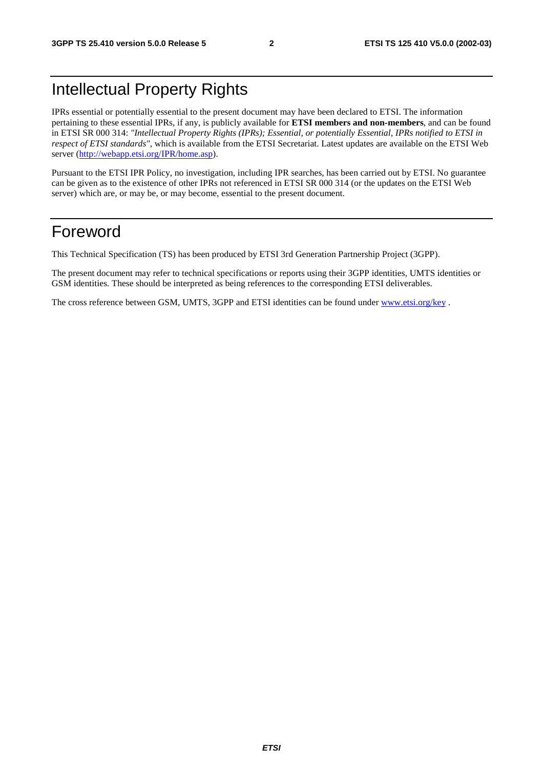# Intellectual Property Rights

IPRs essential or potentially essential to the present document may have been declared to ETSI. The information pertaining to these essential IPRs, if any, is publicly available for **ETSI members and non-members**, and can be found in ETSI SR 000 314: *"Intellectual Property Rights (IPRs); Essential, or potentially Essential, IPRs notified to ETSI in respect of ETSI standards"*, which is available from the ETSI Secretariat. Latest updates are available on the ETSI Web server (http://webapp.etsi.org/IPR/home.asp).

Pursuant to the ETSI IPR Policy, no investigation, including IPR searches, has been carried out by ETSI. No guarantee can be given as to the existence of other IPRs not referenced in ETSI SR 000 314 (or the updates on the ETSI Web server) which are, or may be, or may become, essential to the present document.

# Foreword

This Technical Specification (TS) has been produced by ETSI 3rd Generation Partnership Project (3GPP).

The present document may refer to technical specifications or reports using their 3GPP identities, UMTS identities or GSM identities. These should be interpreted as being references to the corresponding ETSI deliverables.

The cross reference between GSM, UMTS, 3GPP and ETSI identities can be found under www.etsi.org/key .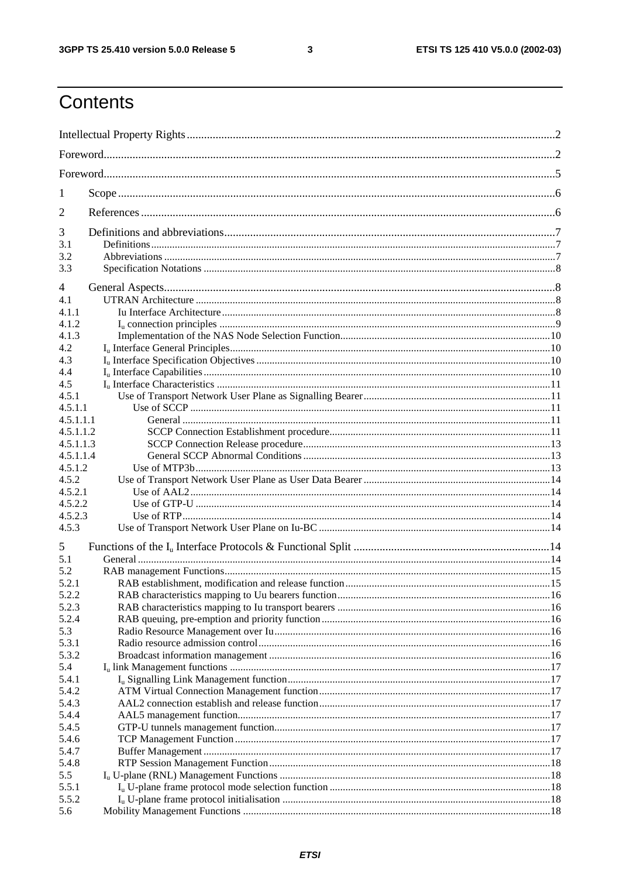# Contents

Intellectual Property Rights ..... 2

Foreword ..... 2

Foreword ..... 5

1 Scope ..... 6

2 References ..... 6

3 Definitions and abbreviations ..... 7
3.1 Definitions ..... 7
3.2 Abbreviations ..... 7
3.3 Specification Notations ..... 8

4 General Aspects ..... 8
4.1 UTRAN Architecture ..... 8
4.1.1 Iu Interface Architecture ..... 8
4.1.2 $I_u$ connection principles ..... 9
4.1.3 Implementation of the NAS Node Selection Function ..... 10
4.2 $I_u$ Interface General Principles ..... 10
4.3 $I_u$ Interface Specification Objectives ..... 10
4.4 $I_u$ Interface Capabilities ..... 10
4.5 $I_u$ Interface Characteristics ..... 11
4.5.1 Use of Transport Network User Plane as Signalling Bearer ..... 11
4.5.1.1 Use of SCCP ..... 11
4.5.1.1.1 General ..... 11
4.5.1.1.2 SCCP Connection Establishment procedure ..... 11
4.5.1.1.3 SCCP Connection Release procedure ..... 13
4.5.1.1.4 General SCCP Abnormal Conditions ..... 13
4.5.1.2 Use of MTP3b ..... 13
4.5.2 Use of Transport Network User Plane as User Data Bearer ..... 14
4.5.2.1 Use of AAL2 ..... 14
4.5.2.2 Use of GTP-U ..... 14
4.5.2.3 Use of RTP ..... 14
4.5.3 Use of Transport Network User Plane on Iu-BC ..... 14

5 Functions of the $I_u$ Interface Protocols & Functional Split ..... 14
5.1 General ..... 14
5.2 RAB management Functions ..... 15
5.2.1 RAB establishment, modification and release function ..... 15
5.2.2 RAB characteristics mapping to Uu bearers function ..... 16
5.2.3 RAB characteristics mapping to Iu transport bearers ..... 16
5.2.4 RAB queuing, pre-emption and priority function ..... 16
5.3 Radio Resource Management over Iu ..... 16
5.3.1 Radio resource admission control ..... 16
5.3.2 Broadcast information management ..... 16
5.4 $I_u$ link Management functions ..... 17
5.4.1 $I_u$ Signalling Link Management function ..... 17
5.4.2 ATM Virtual Connection Management function ..... 17
5.4.3 AAL2 connection establish and release function ..... 17
5.4.4 AAL5 management function ..... 17
5.4.5 GTP-U tunnels management function ..... 17
5.4.6 TCP Management Function ..... 17
5.4.7 Buffer Management ..... 17
5.4.8 RTP Session Management Function ..... 18
5.5 $I_u$ U-plane (RNL) Management Functions ..... 18
5.5.1 $I_u$ U-plane frame protocol mode selection function ..... 18
5.5.2 $I_u$ U-plane frame protocol initialisation ..... 18
5.6 Mobility Management Functions ..... 18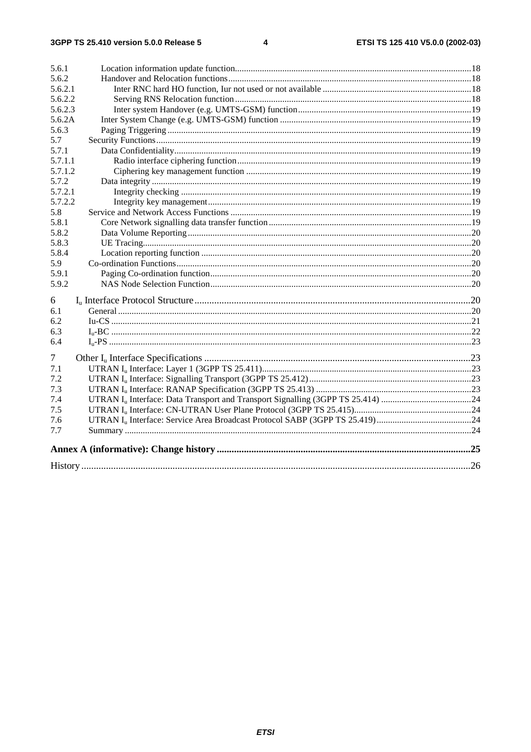5.6.1 Location information update function....18
5.6.2 Handover and Relocation functions....18
5.6.2.1 Inter RNC hard HO function, Iur not used or not available....18
5.6.2.2 Serving RNS Relocation function....18
5.6.2.3 Inter system Handover (e.g. UMTS-GSM) function....19
5.6.2A Inter System Change (e.g. UMTS-GSM) function....19
5.6.3 Paging Triggering....19
5.7 Security Functions....19
5.7.1 Data Confidentiality....19
5.7.1.1 Radio interface ciphering function....19
5.7.1.2 Ciphering key management function....19
5.7.2 Data integrity....19
5.7.2.1 Integrity checking....19
5.7.2.2 Integrity key management....19
5.8 Service and Network Access Functions....19
5.8.1 Core Network signalling data transfer function....19
5.8.2 Data Volume Reporting....20
5.8.3 UE Tracing....20
5.8.4 Location reporting function....20
5.9 Co-ordination Functions....20
5.9.1 Paging Co-ordination function....20
5.9.2 NAS Node Selection Function....20

6 $I_u$ Interface Protocol Structure....20
6.1 General....20
6.2 Iu-CS....21
6.3 $I_u$-BC....22
6.4 $I_u$-PS....23

7 Other $I_u$ Interface Specifications....23
7.1 UTRAN $I_u$ Interface: Layer 1 (3GPP TS 25.411)....23
7.2 UTRAN $I_u$ Interface: Signalling Transport (3GPP TS 25.412)....23
7.3 UTRAN $I_u$ Interface: RANAP Specification (3GPP TS 25.413)....23
7.4 UTRAN $I_u$ Interface: Data Transport and Transport Signalling (3GPP TS 25.414)....24
7.5 UTRAN $I_u$ Interface: CN-UTRAN User Plane Protocol (3GPP TS 25.415)....24
7.6 UTRAN $I_u$ Interface: Service Area Broadcast Protocol SABP (3GPP TS 25.419)....24
7.7 Summary....24

**Annex A (informative): Change history....25**

History....26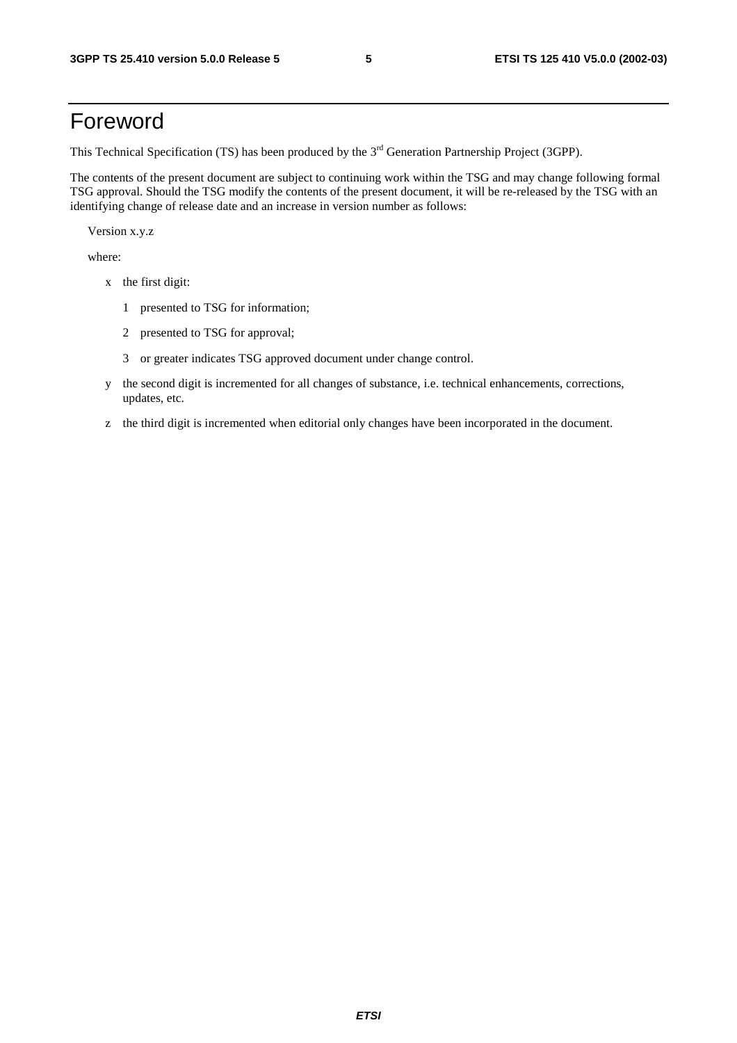# Foreword

This Technical Specification (TS) has been produced by the 3rd Generation Partnership Project (3GPP).

The contents of the present document are subject to continuing work within the TSG and may change following formal TSG approval. Should the TSG modify the contents of the present document, it will be re-released by the TSG with an identifying change of release date and an increase in version number as follows:

Version x.y.z

where:

- x the first digit:
  - 1 presented to TSG for information;
  - 2 presented to TSG for approval;
  - 3 or greater indicates TSG approved document under change control.
- y the second digit is incremented for all changes of substance, i.e. technical enhancements, corrections, updates, etc.
- z the third digit is incremented when editorial only changes have been incorporated in the document.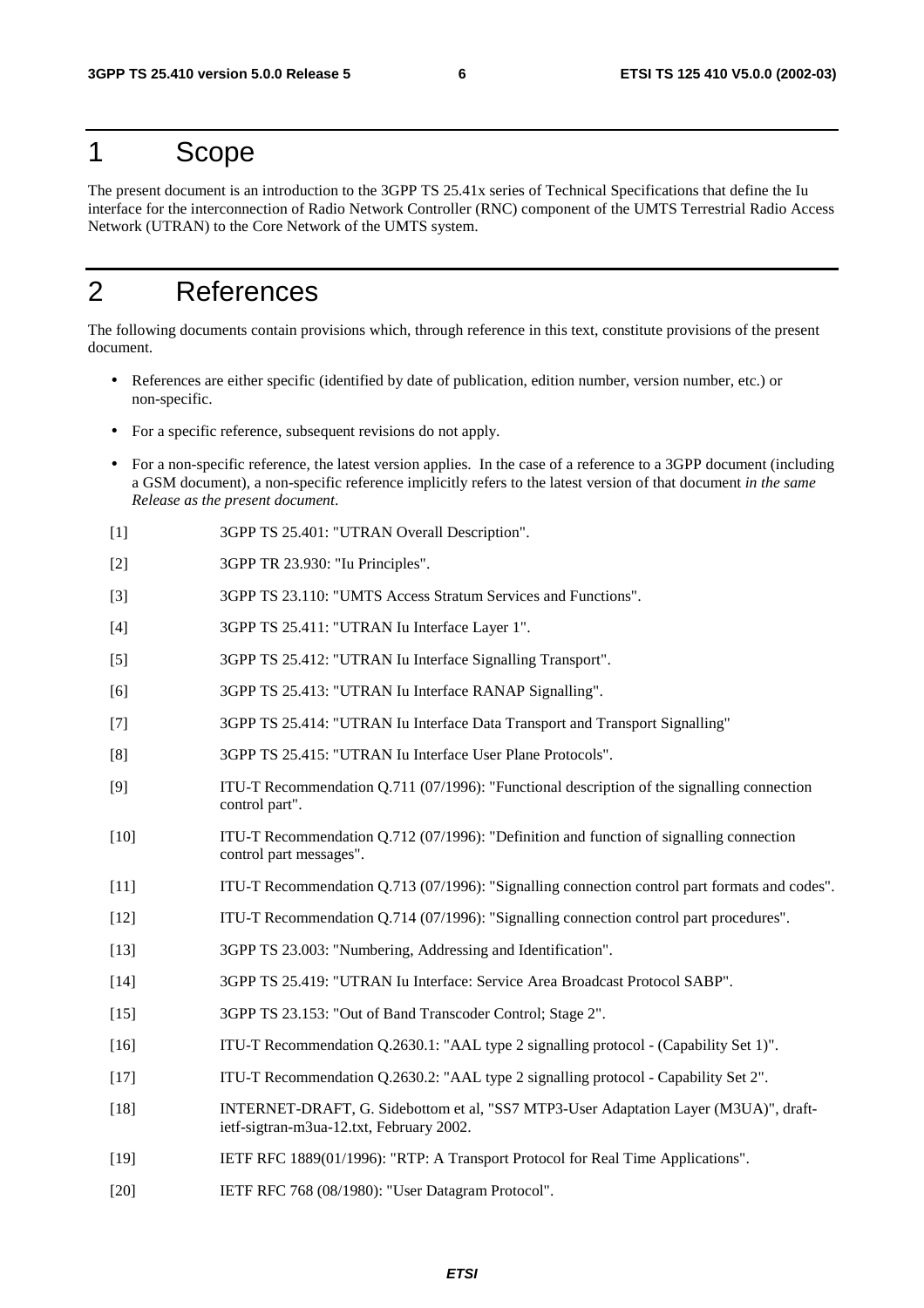# 1 Scope

The present document is an introduction to the 3GPP TS 25.41x series of Technical Specifications that define the Iu interface for the interconnection of Radio Network Controller (RNC) component of the UMTS Terrestrial Radio Access Network (UTRAN) to the Core Network of the UMTS system.

# 2 References

The following documents contain provisions which, through reference in this text, constitute provisions of the present document.

- References are either specific (identified by date of publication, edition number, version number, etc.) or non-specific.
- For a specific reference, subsequent revisions do not apply.
- For a non-specific reference, the latest version applies. In the case of a reference to a 3GPP document (including a GSM document), a non-specific reference implicitly refers to the latest version of that document *in the same Release as the present document*.

[1] 3GPP TS 25.401: "UTRAN Overall Description".

[2] 3GPP TR 23.930: "Iu Principles".

[3] 3GPP TS 23.110: "UMTS Access Stratum Services and Functions".

[4] 3GPP TS 25.411: "UTRAN Iu Interface Layer 1".

[5] 3GPP TS 25.412: "UTRAN Iu Interface Signalling Transport".

[6] 3GPP TS 25.413: "UTRAN Iu Interface RANAP Signalling".

[7] 3GPP TS 25.414: "UTRAN Iu Interface Data Transport and Transport Signalling"

[8] 3GPP TS 25.415: "UTRAN Iu Interface User Plane Protocols".

[9] ITU-T Recommendation Q.711 (07/1996): "Functional description of the signalling connection control part".

[10] ITU-T Recommendation Q.712 (07/1996): "Definition and function of signalling connection control part messages".

[11] ITU-T Recommendation Q.713 (07/1996): "Signalling connection control part formats and codes".

[12] ITU-T Recommendation Q.714 (07/1996): "Signalling connection control part procedures".

[13] 3GPP TS 23.003: "Numbering, Addressing and Identification".

[14] 3GPP TS 25.419: "UTRAN Iu Interface: Service Area Broadcast Protocol SABP".

[15] 3GPP TS 23.153: "Out of Band Transcoder Control; Stage 2".

[16] ITU-T Recommendation Q.2630.1: "AAL type 2 signalling protocol - (Capability Set 1)".

[17] ITU-T Recommendation Q.2630.2: "AAL type 2 signalling protocol - Capability Set 2".

[18] INTERNET-DRAFT, G. Sidebottom et al, "SS7 MTP3-User Adaptation Layer (M3UA)", draft-ietf-sigtran-m3ua-12.txt, February 2002.

[19] IETF RFC 1889(01/1996): "RTP: A Transport Protocol for Real Time Applications".

[20] IETF RFC 768 (08/1980): "User Datagram Protocol".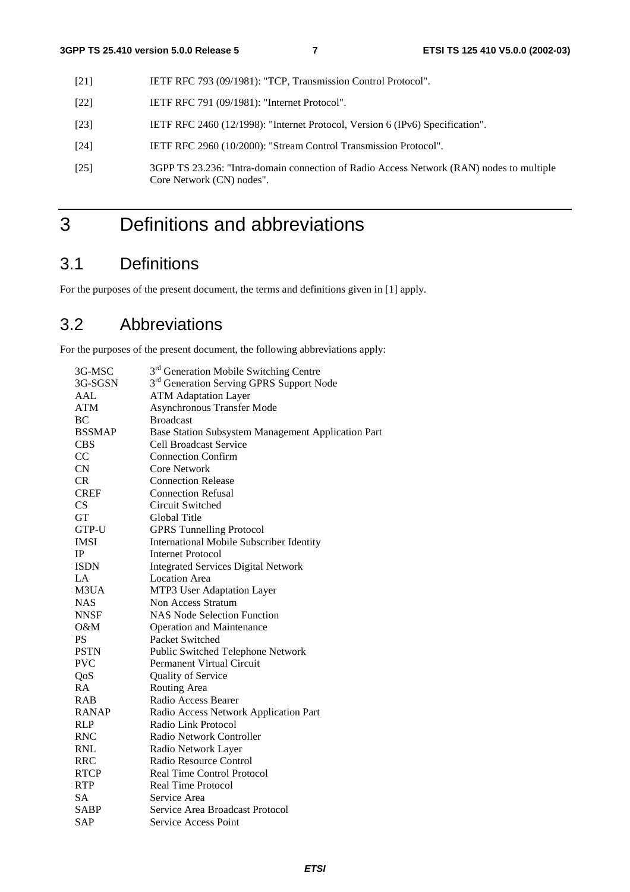[21] IETF RFC 793 (09/1981): "TCP, Transmission Control Protocol".

[22] IETF RFC 791 (09/1981): "Internet Protocol".

[23] IETF RFC 2460 (12/1998): "Internet Protocol, Version 6 (IPv6) Specification".

[24] IETF RFC 2960 (10/2000): "Stream Control Transmission Protocol".

[25] 3GPP TS 23.236: "Intra-domain connection of Radio Access Network (RAN) nodes to multiple Core Network (CN) nodes".

# 3 Definitions and abbreviations

## 3.1 Definitions

For the purposes of the present document, the terms and definitions given in [1] apply.

## 3.2 Abbreviations

For the purposes of the present document, the following abbreviations apply:

| | |
|---|---|
| 3G-MSC | 3rd Generation Mobile Switching Centre |
| 3G-SGSN | 3rd Generation Serving GPRS Support Node |
| AAL | ATM Adaptation Layer |
| ATM | Asynchronous Transfer Mode |
| BC | Broadcast |
| BSSMAP | Base Station Subsystem Management Application Part |
| CBS | Cell Broadcast Service |
| CC | Connection Confirm |
| CN | Core Network |
| CR | Connection Release |
| CREF | Connection Refusal |
| CS | Circuit Switched |
| GT | Global Title |
| GTP-U | GPRS Tunnelling Protocol |
| IMSI | International Mobile Subscriber Identity |
| IP | Internet Protocol |
| ISDN | Integrated Services Digital Network |
| LA | Location Area |
| M3UA | MTP3 User Adaptation Layer |
| NAS | Non Access Stratum |
| NNSF | NAS Node Selection Function |
| O&M | Operation and Maintenance |
| PS | Packet Switched |
| PSTN | Public Switched Telephone Network |
| PVC | Permanent Virtual Circuit |
| QoS | Quality of Service |
| RA | Routing Area |
| RAB | Radio Access Bearer |
| RANAP | Radio Access Network Application Part |
| RLP | Radio Link Protocol |
| RNC | Radio Network Controller |
| RNL | Radio Network Layer |
| RRC | Radio Resource Control |
| RTCP | Real Time Control Protocol |
| RTP | Real Time Protocol |
| SA | Service Area |
| SABP | Service Area Broadcast Protocol |
| SAP | Service Access Point |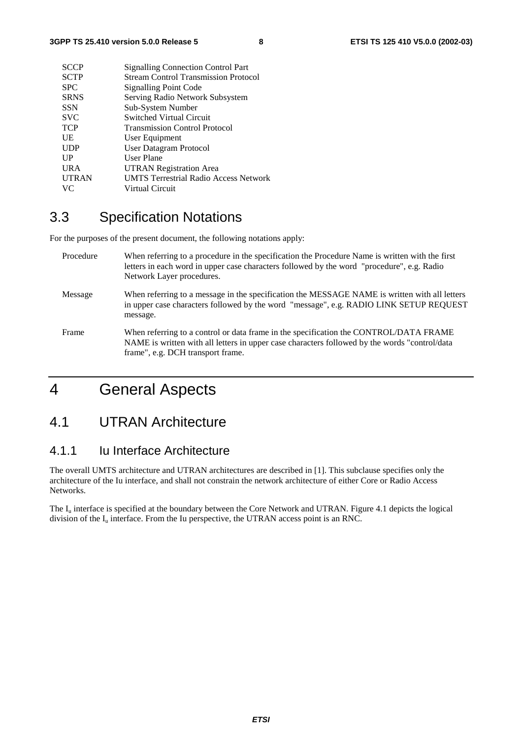| | |
|---|---|
| SCCP | Signalling Connection Control Part |
| SCTP | Stream Control Transmission Protocol |
| SPC | Signalling Point Code |
| SRNS | Serving Radio Network Subsystem |
| SSN | Sub-System Number |
| SVC | Switched Virtual Circuit |
| TCP | Transmission Control Protocol |
| UE | User Equipment |
| UDP | User Datagram Protocol |
| UP | User Plane |
| URA | UTRAN Registration Area |
| UTRAN | UMTS Terrestrial Radio Access Network |
| VC | Virtual Circuit |

## 3.3 Specification Notations

For the purposes of the present document, the following notations apply:

| | |
|---|---|
| Procedure | When referring to a procedure in the specification the Procedure Name is written with the first letters in each word in upper case characters followed by the word "procedure", e.g. Radio Network Layer procedures. |
| Message | When referring to a message in the specification the MESSAGE NAME is written with all letters in upper case characters followed by the word "message", e.g. RADIO LINK SETUP REQUEST message. |
| Frame | When referring to a control or data frame in the specification the CONTROL/DATA FRAME NAME is written with all letters in upper case characters followed by the words "control/data frame", e.g. DCH transport frame. |

# 4 General Aspects

## 4.1 UTRAN Architecture

### 4.1.1 Iu Interface Architecture

The overall UMTS architecture and UTRAN architectures are described in [1]. This subclause specifies only the architecture of the Iu interface, and shall not constrain the network architecture of either Core or Radio Access Networks.

The $I_u$ interface is specified at the boundary between the Core Network and UTRAN. Figure 4.1 depicts the logical division of the $I_u$ interface. From the Iu perspective, the UTRAN access point is an RNC.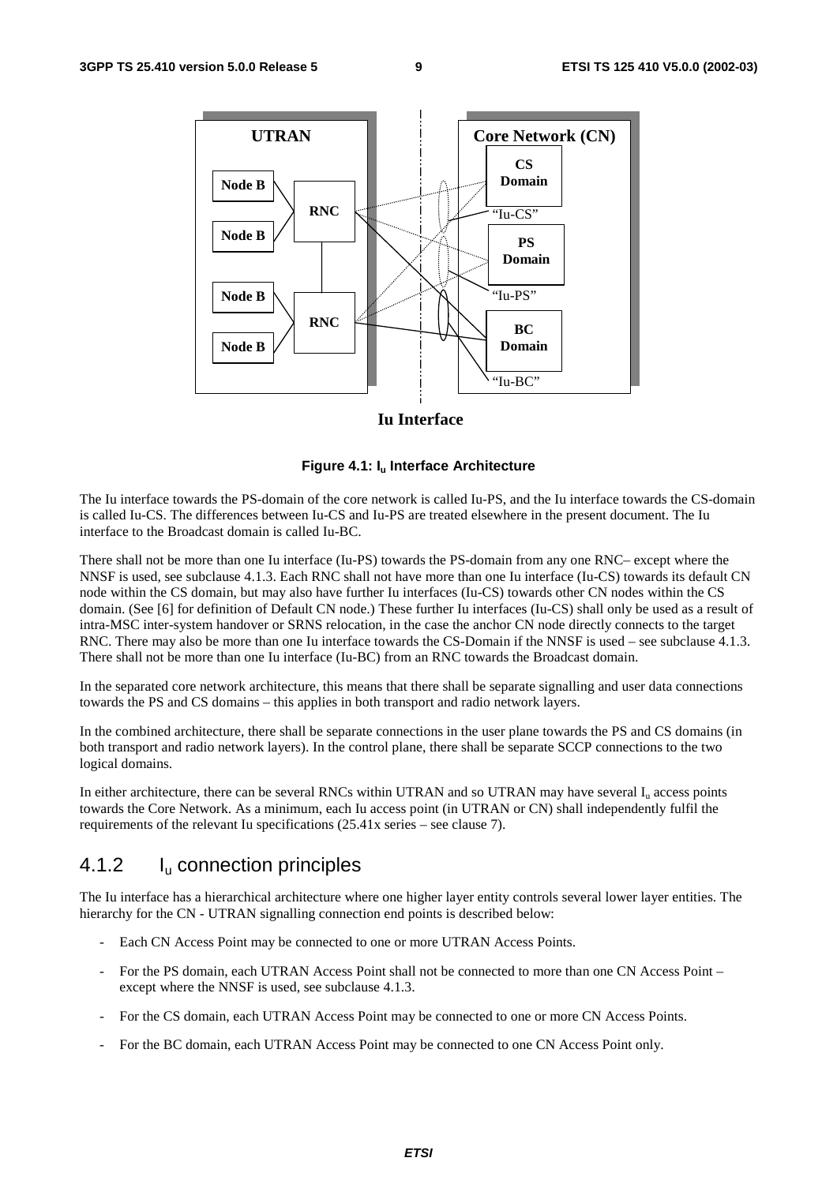**Figure 4.1: $I_u$ Interface Architecture**

The Iu interface towards the PS-domain of the core network is called Iu-PS, and the Iu interface towards the CS-domain is called Iu-CS. The differences between Iu-CS and Iu-PS are treated elsewhere in the present document. The Iu interface to the Broadcast domain is called Iu-BC.

There shall not be more than one Iu interface (Iu-PS) towards the PS-domain from any one RNC– except where the NNSF is used, see subclause 4.1.3. Each RNC shall not have more than one Iu interface (Iu-CS) towards its default CN node within the CS domain, but may also have further Iu interfaces (Iu-CS) towards other CN nodes within the CS domain. (See [6] for definition of Default CN node.) These further Iu interfaces (Iu-CS) shall only be used as a result of intra-MSC inter-system handover or SRNS relocation, in the case the anchor CN node directly connects to the target RNC. There may also be more than one Iu interface towards the CS-Domain if the NNSF is used – see subclause 4.1.3. There shall not be more than one Iu interface (Iu-BC) from an RNC towards the Broadcast domain.

In the separated core network architecture, this means that there shall be separate signalling and user data connections towards the PS and CS domains – this applies in both transport and radio network layers.

In the combined architecture, there shall be separate connections in the user plane towards the PS and CS domains (in both transport and radio network layers). In the control plane, there shall be separate SCCP connections to the two logical domains.

In either architecture, there can be several RNCs within UTRAN and so UTRAN may have several $I_u$ access points towards the Core Network. As a minimum, each Iu access point (in UTRAN or CN) shall independently fulfil the requirements of the relevant Iu specifications (25.41x series – see clause 7).

## 4.1.2 $I_u$ connection principles

The Iu interface has a hierarchical architecture where one higher layer entity controls several lower layer entities. The hierarchy for the CN - UTRAN signalling connection end points is described below:

- Each CN Access Point may be connected to one or more UTRAN Access Points.
- For the PS domain, each UTRAN Access Point shall not be connected to more than one CN Access Point – except where the NNSF is used, see subclause 4.1.3.
- For the CS domain, each UTRAN Access Point may be connected to one or more CN Access Points.
- For the BC domain, each UTRAN Access Point may be connected to one CN Access Point only.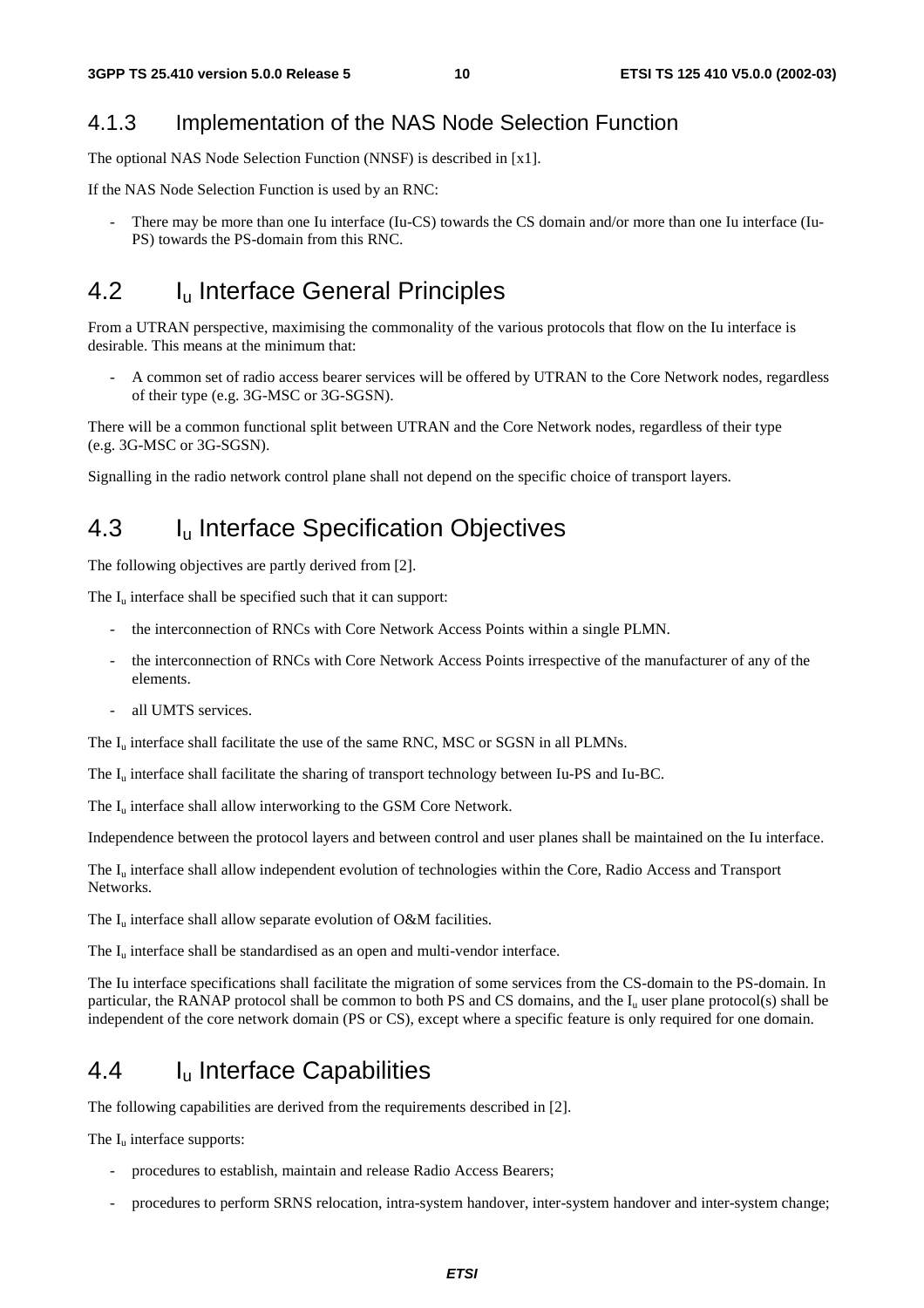### 4.1.3 Implementation of the NAS Node Selection Function

The optional NAS Node Selection Function (NNSF) is described in [x1].

If the NAS Node Selection Function is used by an RNC:

- There may be more than one Iu interface (Iu-CS) towards the CS domain and/or more than one Iu interface (Iu-PS) towards the PS-domain from this RNC.

## 4.2 $I_u$ Interface General Principles

From a UTRAN perspective, maximising the commonality of the various protocols that flow on the Iu interface is desirable. This means at the minimum that:

- A common set of radio access bearer services will be offered by UTRAN to the Core Network nodes, regardless of their type (e.g. 3G-MSC or 3G-SGSN).

There will be a common functional split between UTRAN and the Core Network nodes, regardless of their type (e.g. 3G-MSC or 3G-SGSN).

Signalling in the radio network control plane shall not depend on the specific choice of transport layers.

## 4.3 $I_u$ Interface Specification Objectives

The following objectives are partly derived from [2].

The $I_u$ interface shall be specified such that it can support:

- the interconnection of RNCs with Core Network Access Points within a single PLMN.
- the interconnection of RNCs with Core Network Access Points irrespective of the manufacturer of any of the elements.
- all UMTS services.

The $I_u$ interface shall facilitate the use of the same RNC, MSC or SGSN in all PLMNs.

The $I_u$ interface shall facilitate the sharing of transport technology between Iu-PS and Iu-BC.

The $I_u$ interface shall allow interworking to the GSM Core Network.

Independence between the protocol layers and between control and user planes shall be maintained on the Iu interface.

The $I_u$ interface shall allow independent evolution of technologies within the Core, Radio Access and Transport Networks.

The $I_u$ interface shall allow separate evolution of O&M facilities.

The $I_u$ interface shall be standardised as an open and multi-vendor interface.

The Iu interface specifications shall facilitate the migration of some services from the CS-domain to the PS-domain. In particular, the RANAP protocol shall be common to both PS and CS domains, and the $I_u$ user plane protocol(s) shall be independent of the core network domain (PS or CS), except where a specific feature is only required for one domain.

## 4.4 $I_u$ Interface Capabilities

The following capabilities are derived from the requirements described in [2].

The $I_u$ interface supports:

- procedures to establish, maintain and release Radio Access Bearers;
- procedures to perform SRNS relocation, intra-system handover, inter-system handover and inter-system change;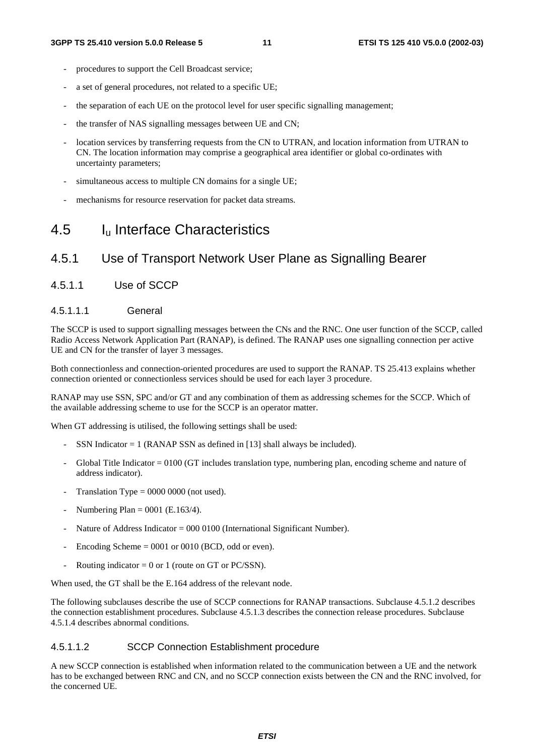- procedures to support the Cell Broadcast service;
- a set of general procedures, not related to a specific UE;
- the separation of each UE on the protocol level for user specific signalling management;
- the transfer of NAS signalling messages between UE and CN;
- location services by transferring requests from the CN to UTRAN, and location information from UTRAN to CN. The location information may comprise a geographical area identifier or global co-ordinates with uncertainty parameters;
- simultaneous access to multiple CN domains for a single UE;
- mechanisms for resource reservation for packet data streams.

# 4.5 $I_u$ Interface Characteristics

## 4.5.1 Use of Transport Network User Plane as Signalling Bearer

### 4.5.1.1 Use of SCCP

#### 4.5.1.1.1 General

The SCCP is used to support signalling messages between the CNs and the RNC. One user function of the SCCP, called Radio Access Network Application Part (RANAP), is defined. The RANAP uses one signalling connection per active UE and CN for the transfer of layer 3 messages.

Both connectionless and connection-oriented procedures are used to support the RANAP. TS 25.413 explains whether connection oriented or connectionless services should be used for each layer 3 procedure.

RANAP may use SSN, SPC and/or GT and any combination of them as addressing schemes for the SCCP. Which of the available addressing scheme to use for the SCCP is an operator matter.

When GT addressing is utilised, the following settings shall be used:

- SSN Indicator = 1 (RANAP SSN as defined in [13] shall always be included).
- Global Title Indicator = 0100 (GT includes translation type, numbering plan, encoding scheme and nature of address indicator).
- Translation Type = 0000 0000 (not used).
- Numbering Plan = 0001 (E.163/4).
- Nature of Address Indicator = 000 0100 (International Significant Number).
- Encoding Scheme = 0001 or 0010 (BCD, odd or even).
- Routing indicator = 0 or 1 (route on GT or PC/SSN).

When used, the GT shall be the E.164 address of the relevant node.

The following subclauses describe the use of SCCP connections for RANAP transactions. Subclause 4.5.1.2 describes the connection establishment procedures. Subclause 4.5.1.3 describes the connection release procedures. Subclause 4.5.1.4 describes abnormal conditions.

#### 4.5.1.1.2 SCCP Connection Establishment procedure

A new SCCP connection is established when information related to the communication between a UE and the network has to be exchanged between RNC and CN, and no SCCP connection exists between the CN and the RNC involved, for the concerned UE.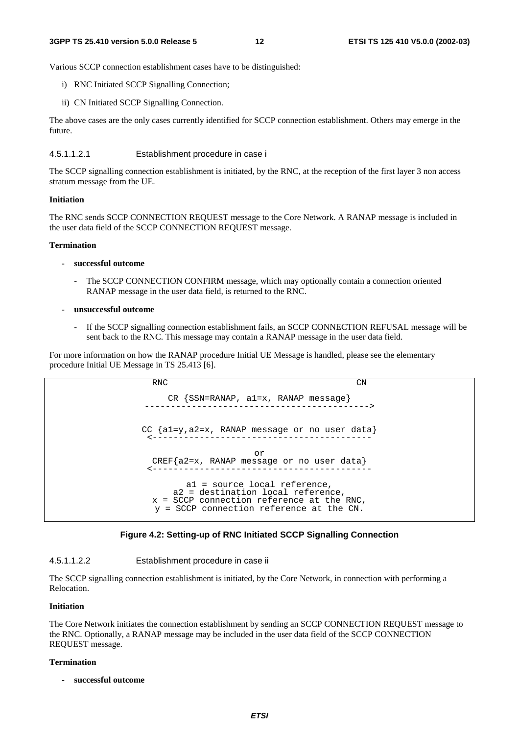Various SCCP connection establishment cases have to be distinguished:

i) RNC Initiated SCCP Signalling Connection;

ii) CN Initiated SCCP Signalling Connection.

The above cases are the only cases currently identified for SCCP connection establishment. Others may emerge in the future.

#### 4.5.1.1.2.1 Establishment procedure in case i

The SCCP signalling connection establishment is initiated, by the RNC, at the reception of the first layer 3 non access stratum message from the UE.

**Initiation**

The RNC sends SCCP CONNECTION REQUEST message to the Core Network. A RANAP message is included in the user data field of the SCCP CONNECTION REQUEST message.

**Termination**

- **successful outcome**
  - The SCCP CONNECTION CONFIRM message, which may optionally contain a connection oriented RANAP message in the user data field, is returned to the RNC.
- **unsuccessful outcome**
  - If the SCCP signalling connection establishment fails, an SCCP CONNECTION REFUSAL message will be sent back to the RNC. This message may contain a RANAP message in the user data field.

For more information on how the RANAP procedure Initial UE Message is handled, please see the elementary procedure Initial UE Message in TS 25.413 [6].

```
          RNC                                        CN

              CR {SSN=RANAP, a1=x, RANAP message}
        -------------------------------------------->


      CC {a1=y,a2=x, RANAP message or no user data}
        <--------------------------------------------

                              or
       CREF{a2=x, RANAP message or no user data}
        <--------------------------------------------

               a1 = source local reference,
             a2 = destination local reference,
         x = SCCP connection reference at the RNC,
          y = SCCP connection reference at the CN.
```

**Figure 4.2: Setting-up of RNC Initiated SCCP Signalling Connection**

#### 4.5.1.1.2.2 Establishment procedure in case ii

The SCCP signalling connection establishment is initiated, by the Core Network, in connection with performing a Relocation.

**Initiation**

The Core Network initiates the connection establishment by sending an SCCP CONNECTION REQUEST message to the RNC. Optionally, a RANAP message may be included in the user data field of the SCCP CONNECTION REQUEST message.

**Termination**

- **successful outcome**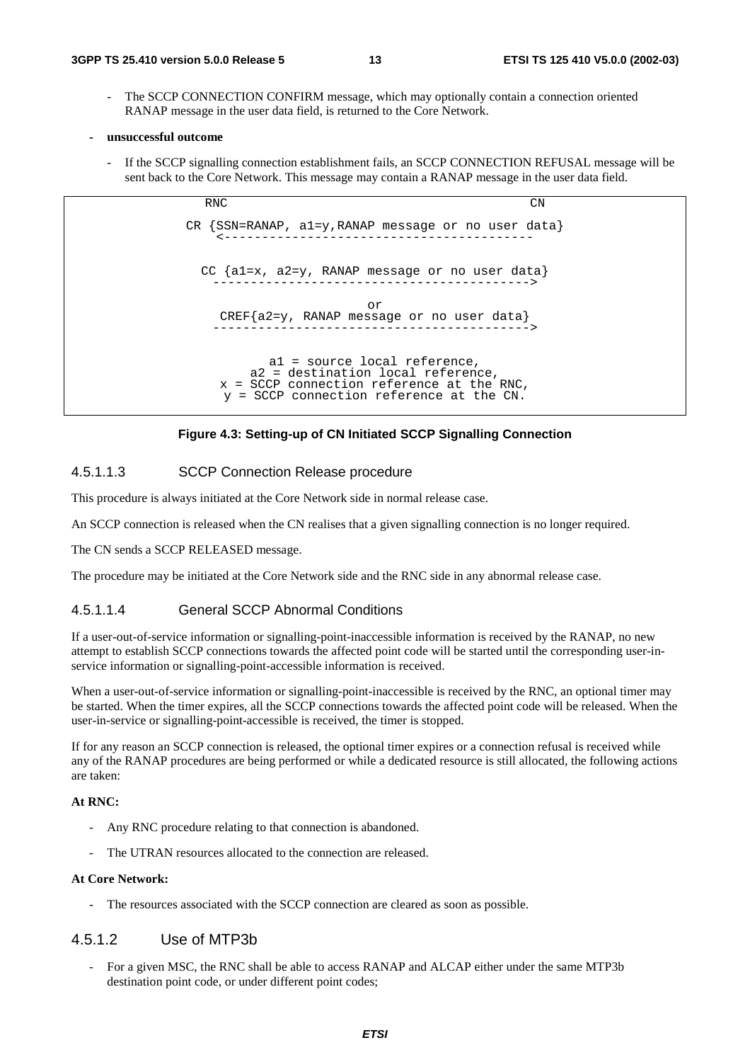- The SCCP CONNECTION CONFIRM message, which may optionally contain a connection oriented RANAP message in the user data field, is returned to the Core Network.

- **unsuccessful outcome**

  - If the SCCP signalling connection establishment fails, an SCCP CONNECTION REFUSAL message will be sent back to the Core Network. This message may contain a RANAP message in the user data field.

```
          RNC                                              CN

        CR {SSN=RANAP, a1=y,RANAP message or no user data}
            <-----------------------------------------

          CC {a1=x, a2=y, RANAP message or no user data}
            ----------------------------------------->

                               or
            CREF{a2=y, RANAP message or no user data}
            ----------------------------------------->


                   a1 = source local reference,
                a2 = destination local reference,
             x = SCCP connection reference at the RNC,
              y = SCCP connection reference at the CN.
```

**Figure 4.3: Setting-up of CN Initiated SCCP Signalling Connection**

#### 4.5.1.1.3 SCCP Connection Release procedure

This procedure is always initiated at the Core Network side in normal release case.

An SCCP connection is released when the CN realises that a given signalling connection is no longer required.

The CN sends a SCCP RELEASED message.

The procedure may be initiated at the Core Network side and the RNC side in any abnormal release case.

#### 4.5.1.1.4 General SCCP Abnormal Conditions

If a user-out-of-service information or signalling-point-inaccessible information is received by the RANAP, no new attempt to establish SCCP connections towards the affected point code will be started until the corresponding user-in-service information or signalling-point-accessible information is received.

When a user-out-of-service information or signalling-point-inaccessible is received by the RNC, an optional timer may be started. When the timer expires, all the SCCP connections towards the affected point code will be released. When the user-in-service or signalling-point-accessible is received, the timer is stopped.

If for any reason an SCCP connection is released, the optional timer expires or a connection refusal is received while any of the RANAP procedures are being performed or while a dedicated resource is still allocated, the following actions are taken:

**At RNC:**

- Any RNC procedure relating to that connection is abandoned.

- The UTRAN resources allocated to the connection are released.

**At Core Network:**

- The resources associated with the SCCP connection are cleared as soon as possible.

### 4.5.1.2 Use of MTP3b

- For a given MSC, the RNC shall be able to access RANAP and ALCAP either under the same MTP3b destination point code, or under different point codes;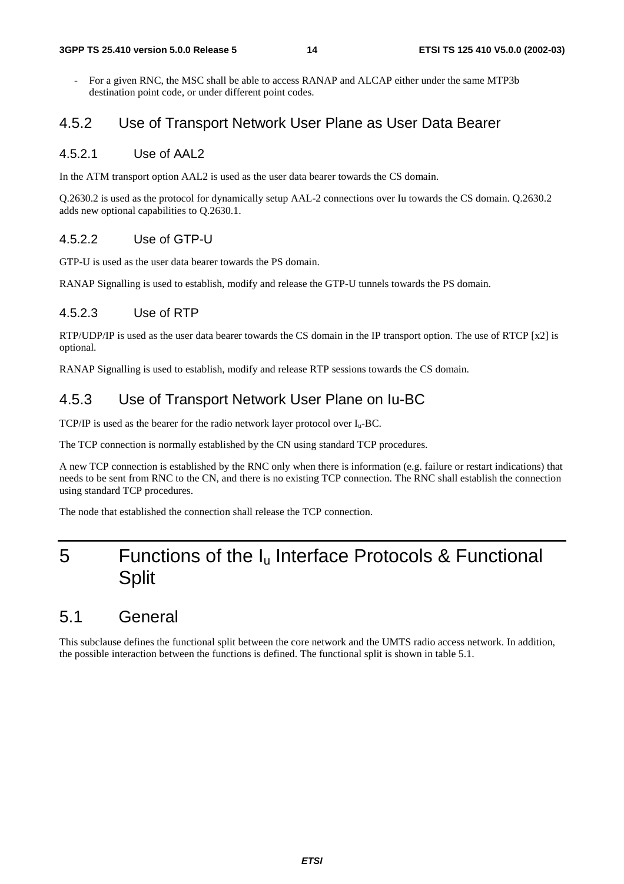- For a given RNC, the MSC shall be able to access RANAP and ALCAP either under the same MTP3b destination point code, or under different point codes.

### 4.5.2 Use of Transport Network User Plane as User Data Bearer

#### 4.5.2.1 Use of AAL2

In the ATM transport option AAL2 is used as the user data bearer towards the CS domain.

Q.2630.2 is used as the protocol for dynamically setup AAL-2 connections over Iu towards the CS domain. Q.2630.2 adds new optional capabilities to Q.2630.1.

#### 4.5.2.2 Use of GTP-U

GTP-U is used as the user data bearer towards the PS domain.

RANAP Signalling is used to establish, modify and release the GTP-U tunnels towards the PS domain.

#### 4.5.2.3 Use of RTP

RTP/UDP/IP is used as the user data bearer towards the CS domain in the IP transport option. The use of RTCP [x2] is optional.

RANAP Signalling is used to establish, modify and release RTP sessions towards the CS domain.

### 4.5.3 Use of Transport Network User Plane on Iu-BC

TCP/IP is used as the bearer for the radio network layer protocol over $I_u$-BC.

The TCP connection is normally established by the CN using standard TCP procedures.

A new TCP connection is established by the RNC only when there is information (e.g. failure or restart indications) that needs to be sent from RNC to the CN, and there is no existing TCP connection. The RNC shall establish the connection using standard TCP procedures.

The node that established the connection shall release the TCP connection.

# 5 Functions of the $I_u$ Interface Protocols & Functional Split

## 5.1 General

This subclause defines the functional split between the core network and the UMTS radio access network. In addition, the possible interaction between the functions is defined. The functional split is shown in table 5.1.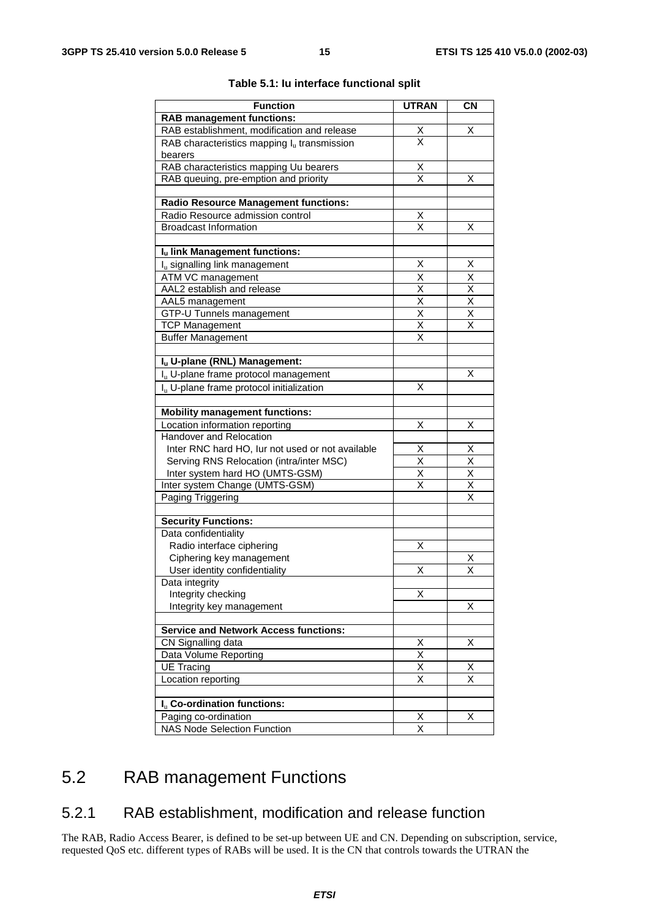**Table 5.1: Iu interface functional split**

| Function | UTRAN | CN |
|---|---|---|
| **RAB management functions:** | | |
| RAB establishment, modification and release | X | X |
| RAB characteristics mapping $I_u$ transmission bearers | X | |
| RAB characteristics mapping Uu bearers | X | |
| RAB queuing, pre-emption and priority | X | X |
| | | |
| **Radio Resource Management functions:** | | |
| Radio Resource admission control | X | |
| Broadcast Information | X | X |
| | | |
| **$I_u$ link Management functions:** | | |
| $I_u$ signalling link management | X | X |
| ATM VC management | X | X |
| AAL2 establish and release | X | X |
| AAL5 management | X | X |
| GTP-U Tunnels management | X | X |
| TCP Management | X | X |
| Buffer Management | X | |
| | | |
| **$I_u$ U-plane (RNL) Management:** | | |
| $I_u$ U-plane frame protocol management | | X |
| $I_u$ U-plane frame protocol initialization | X | |
| | | |
| **Mobility management functions:** | | |
| Location information reporting | X | X |
| Handover and Relocation | | |
| Inter RNC hard HO, Iur not used or not available | X | X |
| Serving RNS Relocation (intra/inter MSC) | X | X |
| Inter system hard HO (UMTS-GSM) | X | X |
| Inter system Change (UMTS-GSM) | X | X |
| Paging Triggering | | X |
| | | |
| **Security Functions:** | | |
| Data confidentiality | | |
| Radio interface ciphering | X | |
| Ciphering key management | | X |
| User identity confidentiality | X | X |
| Data integrity | | |
| Integrity checking | X | |
| Integrity key management | | X |
| | | |
| **Service and Network Access functions:** | | |
| CN Signalling data | X | X |
| Data Volume Reporting | X | |
| UE Tracing | X | X |
| Location reporting | X | X |
| | | |
| **$I_u$ Co-ordination functions:** | | |
| Paging co-ordination | X | X |
| NAS Node Selection Function | X | |

## 5.2 RAB management Functions

### 5.2.1 RAB establishment, modification and release function

The RAB, Radio Access Bearer, is defined to be set-up between UE and CN. Depending on subscription, service, requested QoS etc. different types of RABs will be used. It is the CN that controls towards the UTRAN the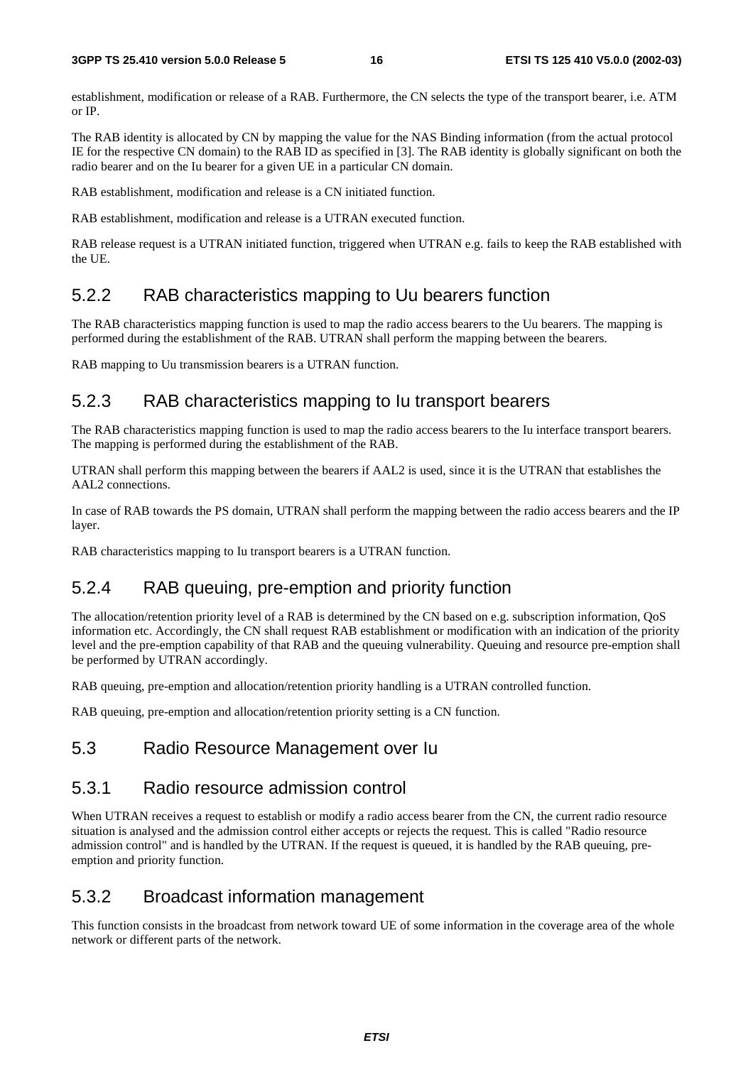establishment, modification or release of a RAB. Furthermore, the CN selects the type of the transport bearer, i.e. ATM or IP.

The RAB identity is allocated by CN by mapping the value for the NAS Binding information (from the actual protocol IE for the respective CN domain) to the RAB ID as specified in [3]. The RAB identity is globally significant on both the radio bearer and on the Iu bearer for a given UE in a particular CN domain.

RAB establishment, modification and release is a CN initiated function.

RAB establishment, modification and release is a UTRAN executed function.

RAB release request is a UTRAN initiated function, triggered when UTRAN e.g. fails to keep the RAB established with the UE.

### 5.2.2 RAB characteristics mapping to Uu bearers function

The RAB characteristics mapping function is used to map the radio access bearers to the Uu bearers. The mapping is performed during the establishment of the RAB. UTRAN shall perform the mapping between the bearers.

RAB mapping to Uu transmission bearers is a UTRAN function.

### 5.2.3 RAB characteristics mapping to Iu transport bearers

The RAB characteristics mapping function is used to map the radio access bearers to the Iu interface transport bearers. The mapping is performed during the establishment of the RAB.

UTRAN shall perform this mapping between the bearers if AAL2 is used, since it is the UTRAN that establishes the AAL2 connections.

In case of RAB towards the PS domain, UTRAN shall perform the mapping between the radio access bearers and the IP layer.

RAB characteristics mapping to Iu transport bearers is a UTRAN function.

### 5.2.4 RAB queuing, pre-emption and priority function

The allocation/retention priority level of a RAB is determined by the CN based on e.g. subscription information, QoS information etc. Accordingly, the CN shall request RAB establishment or modification with an indication of the priority level and the pre-emption capability of that RAB and the queuing vulnerability. Queuing and resource pre-emption shall be performed by UTRAN accordingly.

RAB queuing, pre-emption and allocation/retention priority handling is a UTRAN controlled function.

RAB queuing, pre-emption and allocation/retention priority setting is a CN function.

## 5.3 Radio Resource Management over Iu

### 5.3.1 Radio resource admission control

When UTRAN receives a request to establish or modify a radio access bearer from the CN, the current radio resource situation is analysed and the admission control either accepts or rejects the request. This is called "Radio resource admission control" and is handled by the UTRAN. If the request is queued, it is handled by the RAB queuing, pre-emption and priority function.

### 5.3.2 Broadcast information management

This function consists in the broadcast from network toward UE of some information in the coverage area of the whole network or different parts of the network.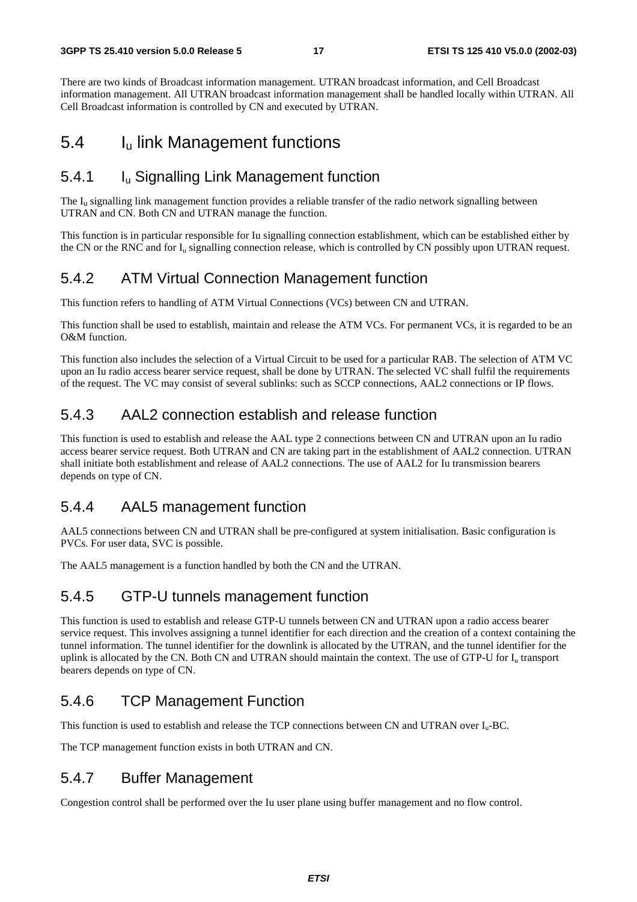There are two kinds of Broadcast information management. UTRAN broadcast information, and Cell Broadcast information management. All UTRAN broadcast information management shall be handled locally within UTRAN. All Cell Broadcast information is controlled by CN and executed by UTRAN.

## 5.4 $I_u$ link Management functions

### 5.4.1 $I_u$ Signalling Link Management function

The $I_u$ signalling link management function provides a reliable transfer of the radio network signalling between UTRAN and CN. Both CN and UTRAN manage the function.

This function is in particular responsible for Iu signalling connection establishment, which can be established either by the CN or the RNC and for $I_u$ signalling connection release, which is controlled by CN possibly upon UTRAN request.

### 5.4.2 ATM Virtual Connection Management function

This function refers to handling of ATM Virtual Connections (VCs) between CN and UTRAN.

This function shall be used to establish, maintain and release the ATM VCs. For permanent VCs, it is regarded to be an O&M function.

This function also includes the selection of a Virtual Circuit to be used for a particular RAB. The selection of ATM VC upon an Iu radio access bearer service request, shall be done by UTRAN. The selected VC shall fulfil the requirements of the request. The VC may consist of several sublinks: such as SCCP connections, AAL2 connections or IP flows.

### 5.4.3 AAL2 connection establish and release function

This function is used to establish and release the AAL type 2 connections between CN and UTRAN upon an Iu radio access bearer service request. Both UTRAN and CN are taking part in the establishment of AAL2 connection. UTRAN shall initiate both establishment and release of AAL2 connections. The use of AAL2 for Iu transmission bearers depends on type of CN.

### 5.4.4 AAL5 management function

AAL5 connections between CN and UTRAN shall be pre-configured at system initialisation. Basic configuration is PVCs. For user data, SVC is possible.

The AAL5 management is a function handled by both the CN and the UTRAN.

### 5.4.5 GTP-U tunnels management function

This function is used to establish and release GTP-U tunnels between CN and UTRAN upon a radio access bearer service request. This involves assigning a tunnel identifier for each direction and the creation of a context containing the tunnel information. The tunnel identifier for the downlink is allocated by the UTRAN, and the tunnel identifier for the uplink is allocated by the CN. Both CN and UTRAN should maintain the context. The use of GTP-U for $I_u$ transport bearers depends on type of CN.

### 5.4.6 TCP Management Function

This function is used to establish and release the TCP connections between CN and UTRAN over $I_u$-BC.

The TCP management function exists in both UTRAN and CN.

### 5.4.7 Buffer Management

Congestion control shall be performed over the Iu user plane using buffer management and no flow control.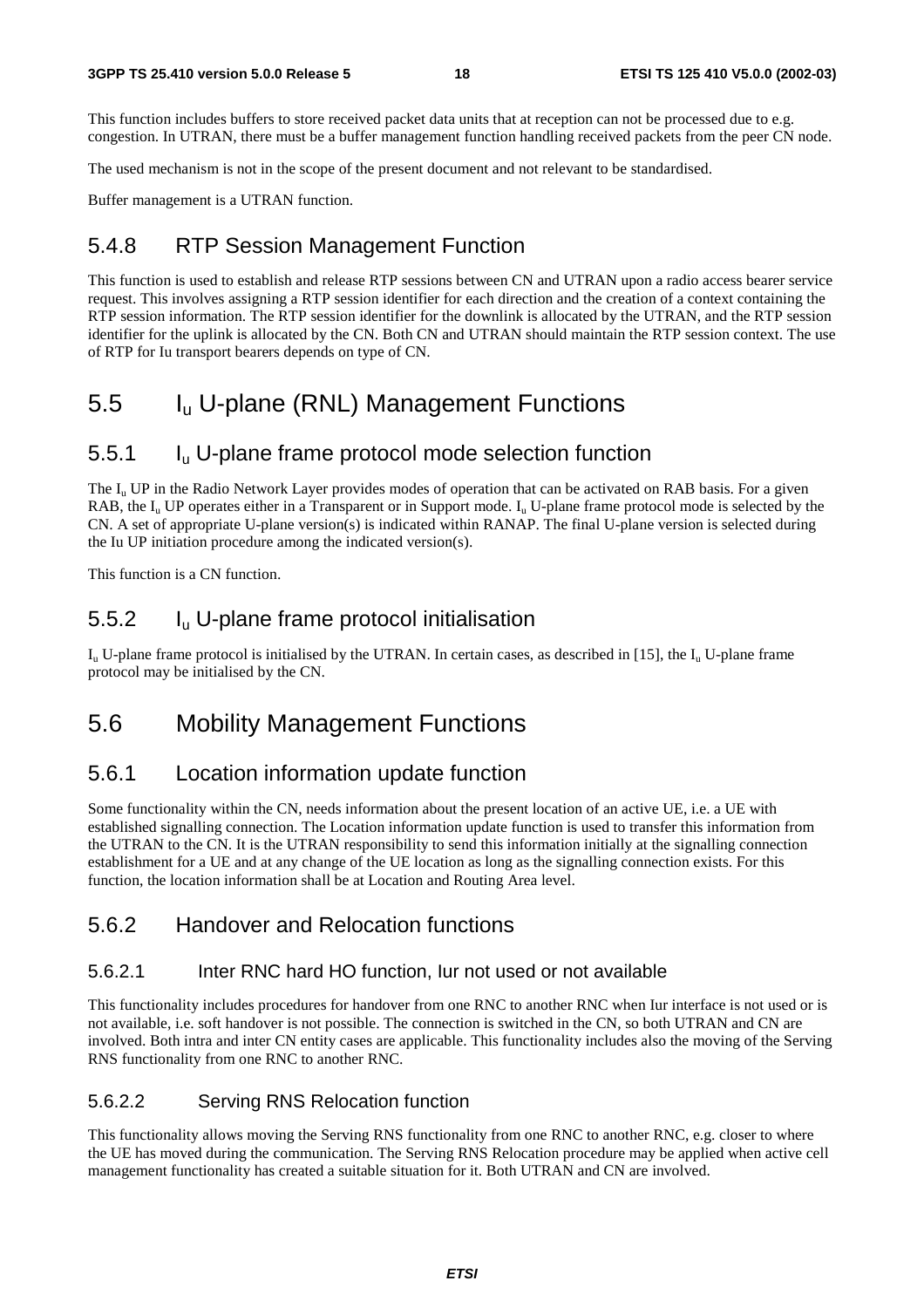This function includes buffers to store received packet data units that at reception can not be processed due to e.g. congestion. In UTRAN, there must be a buffer management function handling received packets from the peer CN node.

The used mechanism is not in the scope of the present document and not relevant to be standardised.

Buffer management is a UTRAN function.

### 5.4.8 RTP Session Management Function

This function is used to establish and release RTP sessions between CN and UTRAN upon a radio access bearer service request. This involves assigning a RTP session identifier for each direction and the creation of a context containing the RTP session information. The RTP session identifier for the downlink is allocated by the UTRAN, and the RTP session identifier for the uplink is allocated by the CN. Both CN and UTRAN should maintain the RTP session context. The use of RTP for Iu transport bearers depends on type of CN.

## 5.5 $I_u$ U-plane (RNL) Management Functions

### 5.5.1 $I_u$ U-plane frame protocol mode selection function

The $I_u$ UP in the Radio Network Layer provides modes of operation that can be activated on RAB basis. For a given RAB, the $I_u$ UP operates either in a Transparent or in Support mode. $I_u$ U-plane frame protocol mode is selected by the CN. A set of appropriate U-plane version(s) is indicated within RANAP. The final U-plane version is selected during the Iu UP initiation procedure among the indicated version(s).

This function is a CN function.

### 5.5.2 $I_u$ U-plane frame protocol initialisation

$I_u$ U-plane frame protocol is initialised by the UTRAN. In certain cases, as described in [15], the $I_u$ U-plane frame protocol may be initialised by the CN.

## 5.6 Mobility Management Functions

### 5.6.1 Location information update function

Some functionality within the CN, needs information about the present location of an active UE, i.e. a UE with established signalling connection. The Location information update function is used to transfer this information from the UTRAN to the CN. It is the UTRAN responsibility to send this information initially at the signalling connection establishment for a UE and at any change of the UE location as long as the signalling connection exists. For this function, the location information shall be at Location and Routing Area level.

### 5.6.2 Handover and Relocation functions

#### 5.6.2.1 Inter RNC hard HO function, Iur not used or not available

This functionality includes procedures for handover from one RNC to another RNC when Iur interface is not used or is not available, i.e. soft handover is not possible. The connection is switched in the CN, so both UTRAN and CN are involved. Both intra and inter CN entity cases are applicable. This functionality includes also the moving of the Serving RNS functionality from one RNC to another RNC.

#### 5.6.2.2 Serving RNS Relocation function

This functionality allows moving the Serving RNS functionality from one RNC to another RNC, e.g. closer to where the UE has moved during the communication. The Serving RNS Relocation procedure may be applied when active cell management functionality has created a suitable situation for it. Both UTRAN and CN are involved.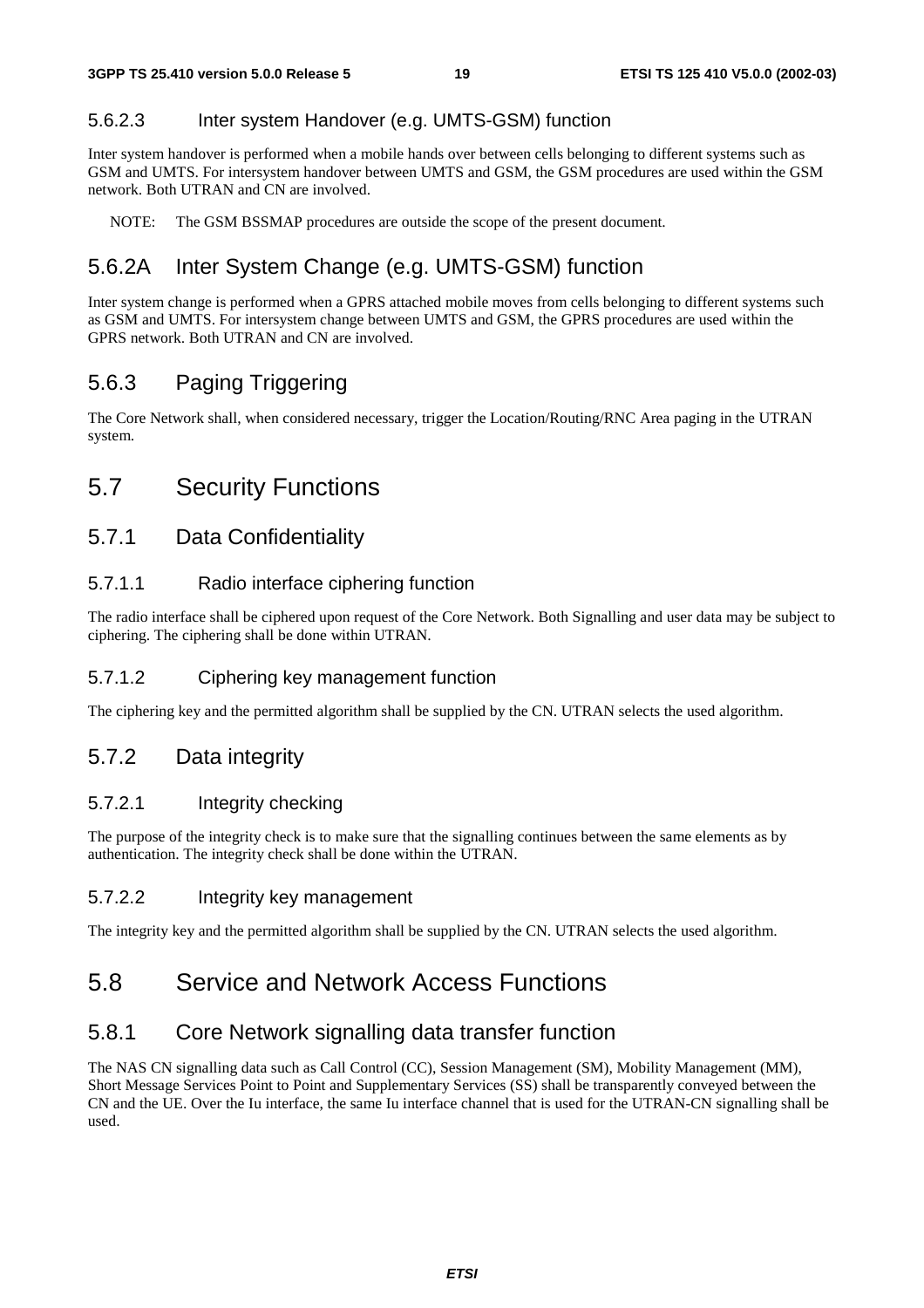#### 5.6.2.3 Inter system Handover (e.g. UMTS-GSM) function

Inter system handover is performed when a mobile hands over between cells belonging to different systems such as GSM and UMTS. For intersystem handover between UMTS and GSM, the GSM procedures are used within the GSM network. Both UTRAN and CN are involved.

NOTE: The GSM BSSMAP procedures are outside the scope of the present document.

### 5.6.2A Inter System Change (e.g. UMTS-GSM) function

Inter system change is performed when a GPRS attached mobile moves from cells belonging to different systems such as GSM and UMTS. For intersystem change between UMTS and GSM, the GPRS procedures are used within the GPRS network. Both UTRAN and CN are involved.

### 5.6.3 Paging Triggering

The Core Network shall, when considered necessary, trigger the Location/Routing/RNC Area paging in the UTRAN system.

## 5.7 Security Functions

### 5.7.1 Data Confidentiality

#### 5.7.1.1 Radio interface ciphering function

The radio interface shall be ciphered upon request of the Core Network. Both Signalling and user data may be subject to ciphering. The ciphering shall be done within UTRAN.

#### 5.7.1.2 Ciphering key management function

The ciphering key and the permitted algorithm shall be supplied by the CN. UTRAN selects the used algorithm.

### 5.7.2 Data integrity

#### 5.7.2.1 Integrity checking

The purpose of the integrity check is to make sure that the signalling continues between the same elements as by authentication. The integrity check shall be done within the UTRAN.

#### 5.7.2.2 Integrity key management

The integrity key and the permitted algorithm shall be supplied by the CN. UTRAN selects the used algorithm.

## 5.8 Service and Network Access Functions

### 5.8.1 Core Network signalling data transfer function

The NAS CN signalling data such as Call Control (CC), Session Management (SM), Mobility Management (MM), Short Message Services Point to Point and Supplementary Services (SS) shall be transparently conveyed between the CN and the UE. Over the Iu interface, the same Iu interface channel that is used for the UTRAN-CN signalling shall be used.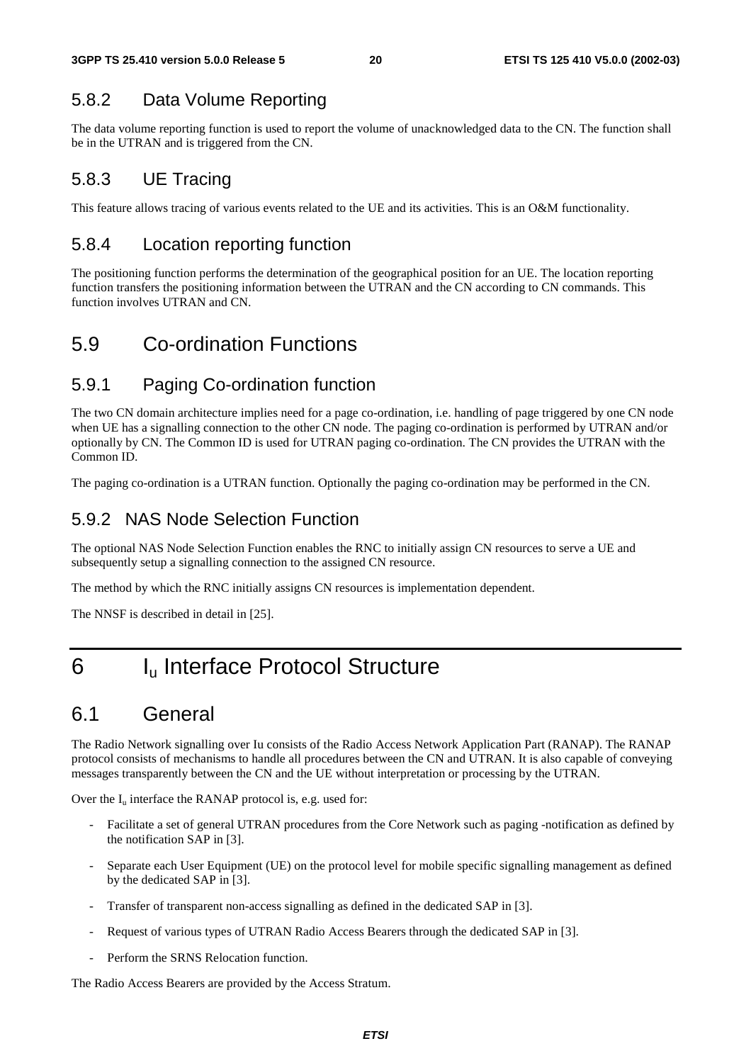### 5.8.2 Data Volume Reporting

The data volume reporting function is used to report the volume of unacknowledged data to the CN. The function shall be in the UTRAN and is triggered from the CN.

### 5.8.3 UE Tracing

This feature allows tracing of various events related to the UE and its activities. This is an O&M functionality.

### 5.8.4 Location reporting function

The positioning function performs the determination of the geographical position for an UE. The location reporting function transfers the positioning information between the UTRAN and the CN according to CN commands. This function involves UTRAN and CN.

## 5.9 Co-ordination Functions

### 5.9.1 Paging Co-ordination function

The two CN domain architecture implies need for a page co-ordination, i.e. handling of page triggered by one CN node when UE has a signalling connection to the other CN node. The paging co-ordination is performed by UTRAN and/or optionally by CN. The Common ID is used for UTRAN paging co-ordination. The CN provides the UTRAN with the Common ID.

The paging co-ordination is a UTRAN function. Optionally the paging co-ordination may be performed in the CN.

### 5.9.2 NAS Node Selection Function

The optional NAS Node Selection Function enables the RNC to initially assign CN resources to serve a UE and subsequently setup a signalling connection to the assigned CN resource.

The method by which the RNC initially assigns CN resources is implementation dependent.

The NNSF is described in detail in [25].

# 6 $I_u$ Interface Protocol Structure

## 6.1 General

The Radio Network signalling over Iu consists of the Radio Access Network Application Part (RANAP). The RANAP protocol consists of mechanisms to handle all procedures between the CN and UTRAN. It is also capable of conveying messages transparently between the CN and the UE without interpretation or processing by the UTRAN.

Over the $I_u$ interface the RANAP protocol is, e.g. used for:

- Facilitate a set of general UTRAN procedures from the Core Network such as paging -notification as defined by the notification SAP in [3].
- Separate each User Equipment (UE) on the protocol level for mobile specific signalling management as defined by the dedicated SAP in [3].
- Transfer of transparent non-access signalling as defined in the dedicated SAP in [3].
- Request of various types of UTRAN Radio Access Bearers through the dedicated SAP in [3].
- Perform the SRNS Relocation function.

The Radio Access Bearers are provided by the Access Stratum.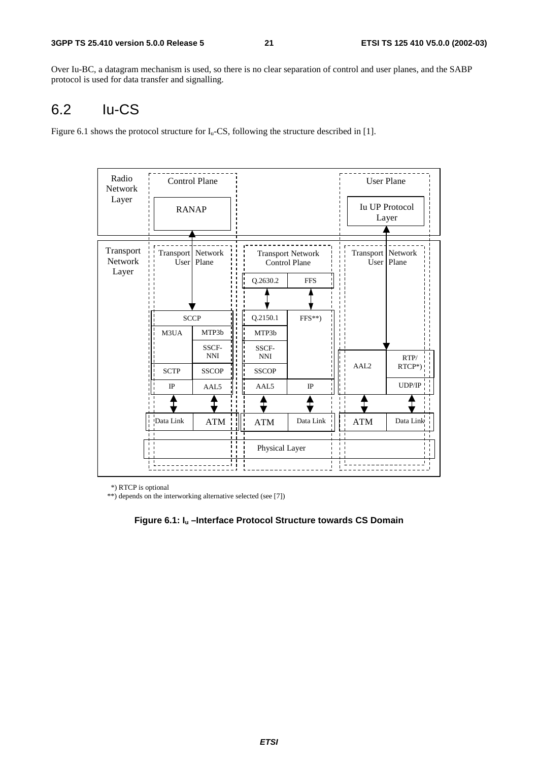Over Iu-BC, a datagram mechanism is used, so there is no clear separation of control and user planes, and the SABP protocol is used for data transfer and signalling.

## 6.2 Iu-CS

Figure 6.1 shows the protocol structure for $I_u$-CS, following the structure described in [1].

*) RTCP is optional

**) depends on the interworking alternative selected (see [7])

**Figure 6.1: $I_u$ –Interface Protocol Structure towards CS Domain**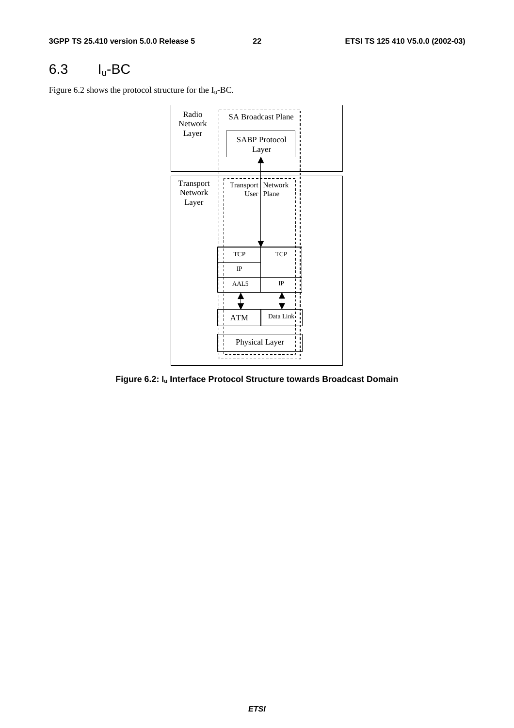## 6.3 $I_u$-BC

Figure 6.2 shows the protocol structure for the $I_u$-BC.

Radio Network Layer

SA Broadcast Plane

SABP Protocol Layer

Transport Network Layer

Transport Network User Plane

| TCP | TCP |
|---|---|
| IP | |
| AAL5 | IP |
| ATM | Data Link |
| Physical Layer | |

**Figure 6.2: $I_u$ Interface Protocol Structure towards Broadcast Domain**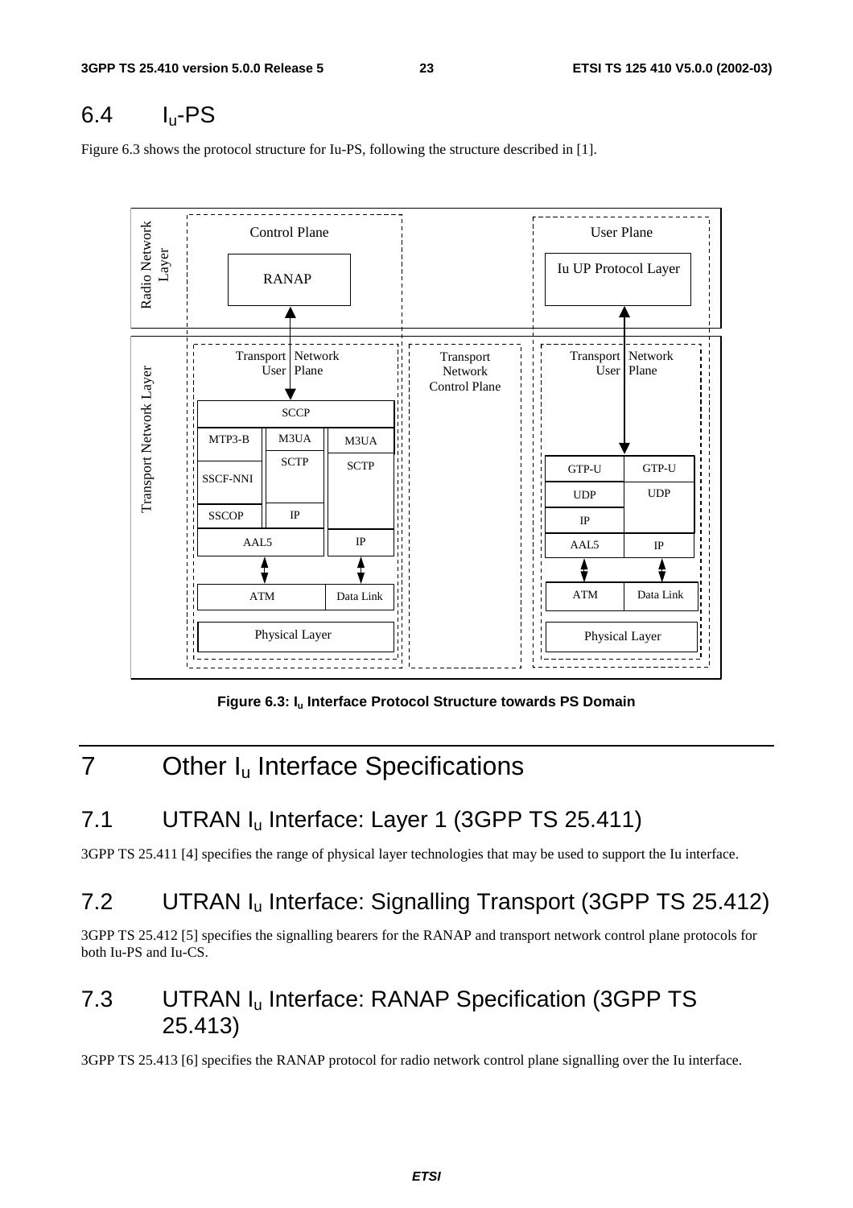## 6.4 $I_u$-PS

Figure 6.3 shows the protocol structure for Iu-PS, following the structure described in [1].

**Figure 6.3: $I_u$ Interface Protocol Structure towards PS Domain**

# 7 Other $I_u$ Interface Specifications

## 7.1 UTRAN $I_u$ Interface: Layer 1 (3GPP TS 25.411)

3GPP TS 25.411 [4] specifies the range of physical layer technologies that may be used to support the Iu interface.

## 7.2 UTRAN $I_u$ Interface: Signalling Transport (3GPP TS 25.412)

3GPP TS 25.412 [5] specifies the signalling bearers for the RANAP and transport network control plane protocols for both Iu-PS and Iu-CS.

## 7.3 UTRAN $I_u$ Interface: RANAP Specification (3GPP TS 25.413)

3GPP TS 25.413 [6] specifies the RANAP protocol for radio network control plane signalling over the Iu interface.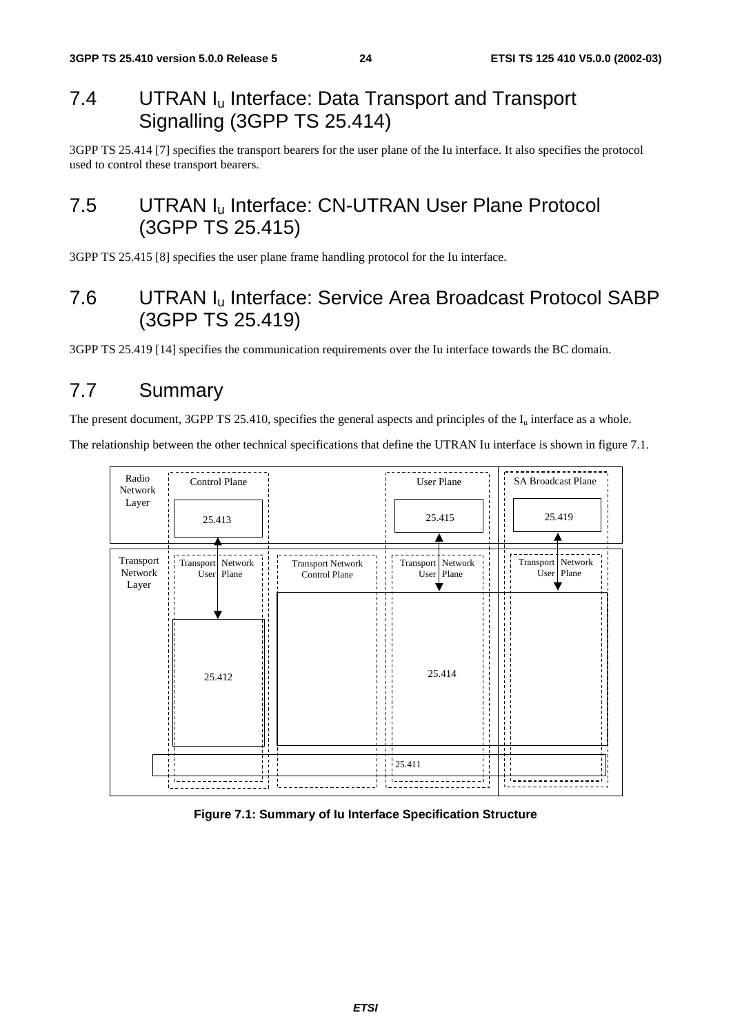## 7.4 UTRAN $I_u$ Interface: Data Transport and Transport Signalling (3GPP TS 25.414)

3GPP TS 25.414 [7] specifies the transport bearers for the user plane of the Iu interface. It also specifies the protocol used to control these transport bearers.

## 7.5 UTRAN $I_u$ Interface: CN-UTRAN User Plane Protocol (3GPP TS 25.415)

3GPP TS 25.415 [8] specifies the user plane frame handling protocol for the Iu interface.

## 7.6 UTRAN $I_u$ Interface: Service Area Broadcast Protocol SABP (3GPP TS 25.419)

3GPP TS 25.419 [14] specifies the communication requirements over the Iu interface towards the BC domain.

## 7.7 Summary

The present document, 3GPP TS 25.410, specifies the general aspects and principles of the $I_u$ interface as a whole.

The relationship between the other technical specifications that define the UTRAN Iu interface is shown in figure 7.1.

| | Control Plane | | User Plane | SA Broadcast Plane |
|---|---|---|---|---|
| Radio Network Layer | 25.413 | | 25.415 | 25.419 |
| Transport Network Layer | Transport Network User Plane: 25.412 | Transport Network Control Plane: 25.414 | Transport Network User Plane: 25.414 | Transport Network User Plane: 25.414 |
| | 25.411 | 25.411 | 25.411 | 25.411 |

**Figure 7.1: Summary of Iu Interface Specification Structure**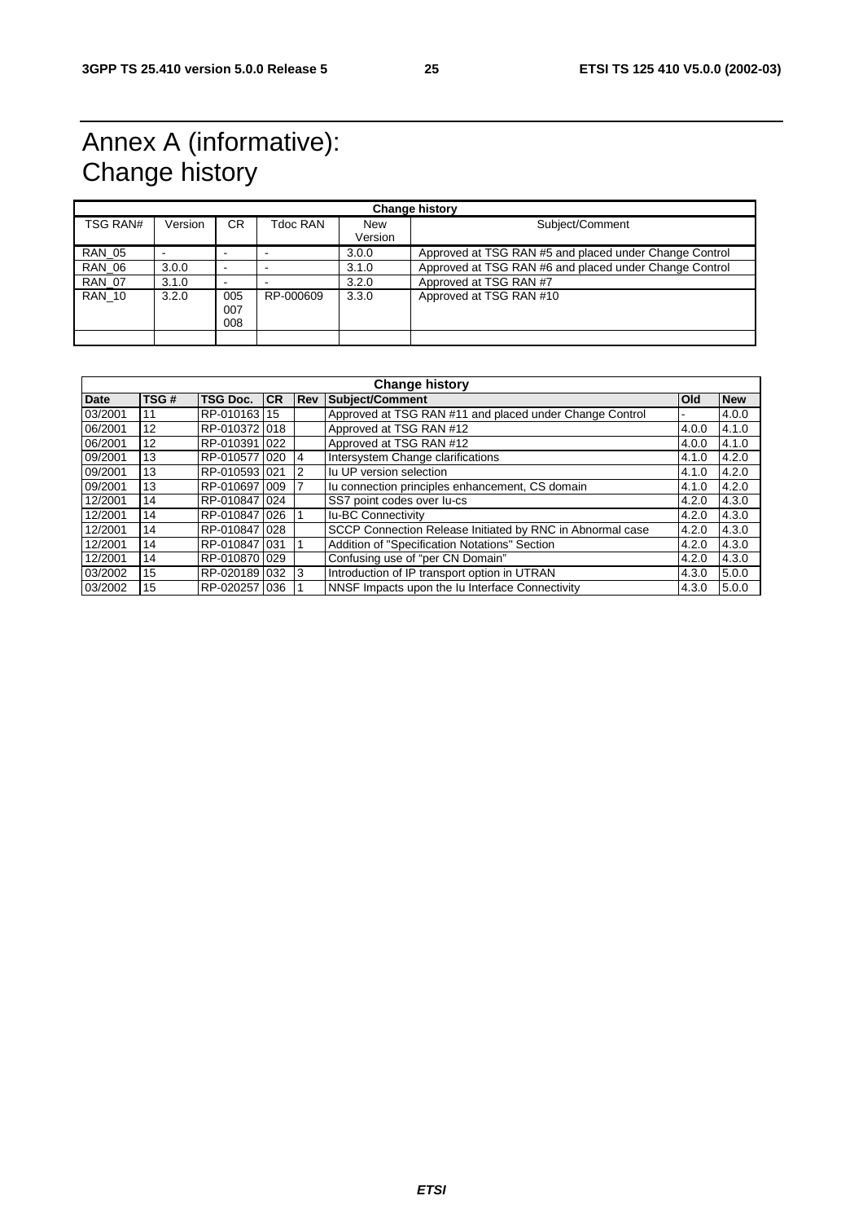# Annex A (informative): Change history

| Change history | | | | | |
|---|---|---|---|---|---|
| TSG RAN# | Version | CR | Tdoc RAN | New Version | Subject/Comment |
| RAN_05 | - | - | - | 3.0.0 | Approved at TSG RAN #5 and placed under Change Control |
| RAN_06 | 3.0.0 | - | - | 3.1.0 | Approved at TSG RAN #6 and placed under Change Control |
| RAN_07 | 3.1.0 | - | - | 3.2.0 | Approved at TSG RAN #7 |
| RAN_10 | 3.2.0 | 005 007 008 | RP-000609 | 3.3.0 | Approved at TSG RAN #10 |
| | | | | | |

| Change history | | | | | | | |
|---|---|---|---|---|---|---|---|
| **Date** | **TSG #** | **TSG Doc.** | **CR** | **Rev** | **Subject/Comment** | **Old** | **New** |
| 03/2001 | 11 | RP-010163 | 15 | | Approved at TSG RAN #11 and placed under Change Control | - | 4.0.0 |
| 06/2001 | 12 | RP-010372 | 018 | | Approved at TSG RAN #12 | 4.0.0 | 4.1.0 |
| 06/2001 | 12 | RP-010391 | 022 | | Approved at TSG RAN #12 | 4.0.0 | 4.1.0 |
| 09/2001 | 13 | RP-010577 | 020 | 4 | Intersystem Change clarifications | 4.1.0 | 4.2.0 |
| 09/2001 | 13 | RP-010593 | 021 | 2 | Iu UP version selection | 4.1.0 | 4.2.0 |
| 09/2001 | 13 | RP-010697 | 009 | 7 | Iu connection principles enhancement, CS domain | 4.1.0 | 4.2.0 |
| 12/2001 | 14 | RP-010847 | 024 | | SS7 point codes over Iu-cs | 4.2.0 | 4.3.0 |
| 12/2001 | 14 | RP-010847 | 026 | 1 | Iu-BC Connectivity | 4.2.0 | 4.3.0 |
| 12/2001 | 14 | RP-010847 | 028 | | SCCP Connection Release Initiated by RNC in Abnormal case | 4.2.0 | 4.3.0 |
| 12/2001 | 14 | RP-010847 | 031 | 1 | Addition of "Specification Notations" Section | 4.2.0 | 4.3.0 |
| 12/2001 | 14 | RP-010870 | 029 | | Confusing use of "per CN Domain" | 4.2.0 | 4.3.0 |
| 03/2002 | 15 | RP-020189 | 032 | 3 | Introduction of IP transport option in UTRAN | 4.3.0 | 5.0.0 |
| 03/2002 | 15 | RP-020257 | 036 | 1 | NNSF Impacts upon the Iu Interface Connectivity | 4.3.0 | 5.0.0 |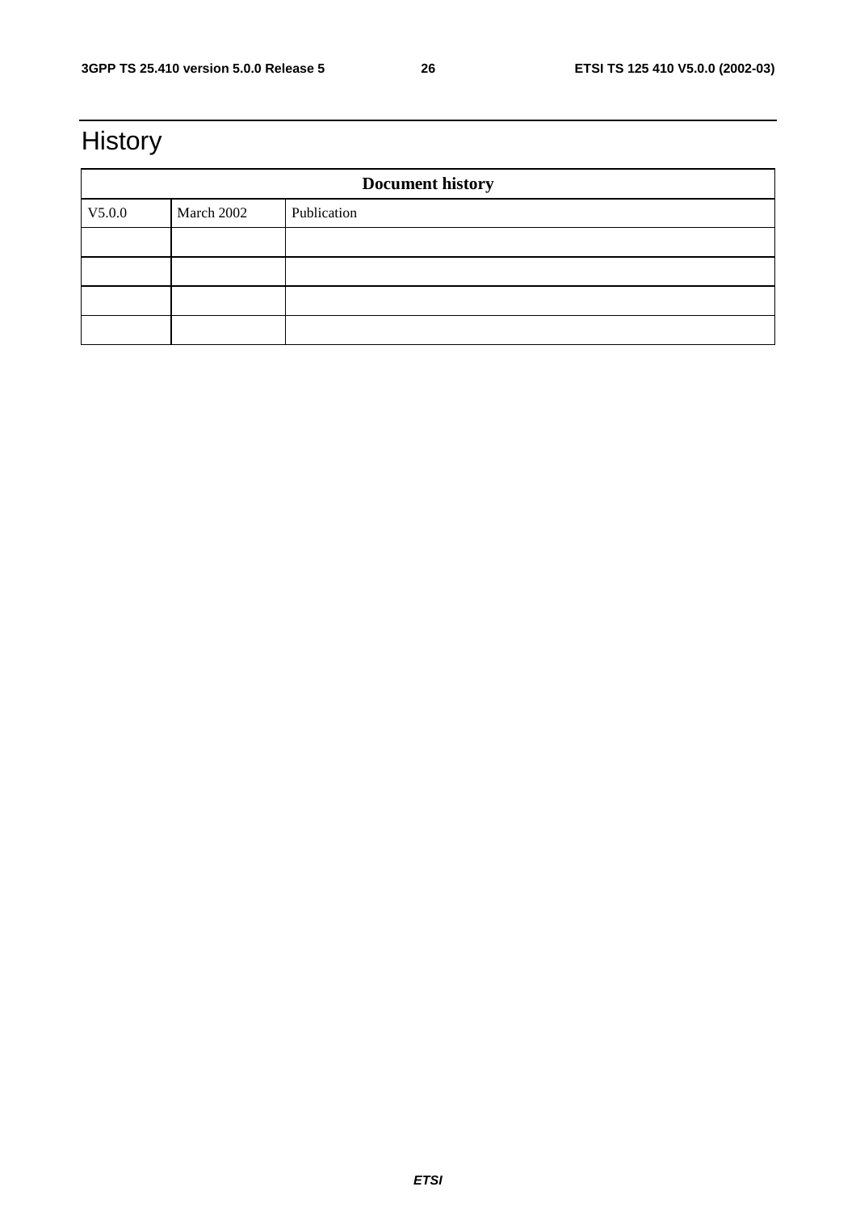# History

| Document history | | |
|---|---|---|
| V5.0.0 | March 2002 | Publication |
| | | |
| | | |
| | | |
| | | |